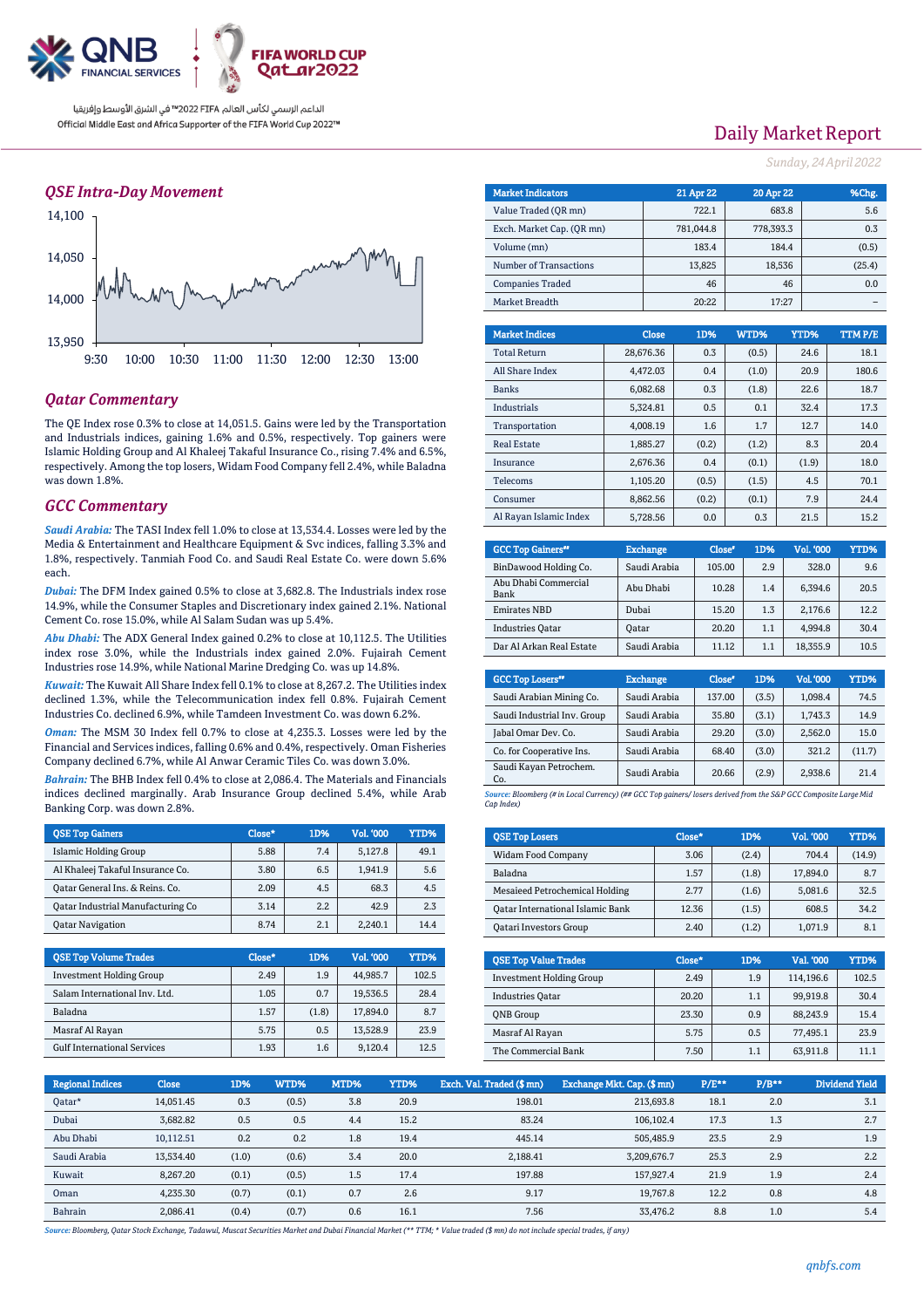Official Middle East and Africa Supporter of the FIFA World Cup 2022™

الداعم الرسمي لكأس العالم FIFA 2022™ في الشرق الأوسط وإفريقيا

# Daily Market Report

*Sunday, 24 April 2022*

## QSE Intra-Day Movement

## Qatar Commentary

The QE Index rose 0.3% to close at 14,051.5. Gains were led by the Transportation and Industrials indices, gaining 1.6% and 0.5%, respectively. Top gainers were Islamic Holding Group and Al Khaleej Takaful Insurance Co., rising 7.4% and 6.5%, respectively. Among the top losers, Widam Food Company fell 2.4%, while Baladna was down 1.8%.

## GCC Commentary

***Saudi Arabia:*** The TASI Index fell 1.0% to close at 13,534.4. Losses were led by the Media & Entertainment and Healthcare Equipment & Svc indices, falling 3.3% and 1.8%, respectively. Tanmiah Food Co. and Saudi Real Estate Co. were down 5.6% each.

***Dubai:*** The DFM Index gained 0.5% to close at 3,682.8. The Industrials index rose 14.9%, while the Consumer Staples and Discretionary index gained 2.1%. National Cement Co. rose 15.0%, while Al Salam Sudan was up 5.4%.

***Abu Dhabi:*** The ADX General Index gained 0.2% to close at 10,112.5. The Utilities index rose 3.0%, while the Industrials index gained 2.0%. Fujairah Cement Industries rose 14.9%, while National Marine Dredging Co. was up 14.8%.

***Kuwait:*** The Kuwait All Share Index fell 0.1% to close at 8,267.2. The Utilities index declined 1.3%, while the Telecommunication index fell 0.8%. Fujairah Cement Industries Co. declined 6.9%, while Tamdeen Investment Co. was down 6.2%.

***Oman:*** The MSM 30 Index fell 0.7% to close at 4,235.3. Losses were led by the Financial and Services indices, falling 0.6% and 0.4%, respectively. Oman Fisheries Company declined 6.7%, while Al Anwar Ceramic Tiles Co. was down 3.0%.

***Bahrain:*** The BHB Index fell 0.4% to close at 2,086.4. The Materials and Financials indices declined marginally. Arab Insurance Group declined 5.4%, while Arab Banking Corp. was down 2.8%.

| QSE Top Gainers | Close* | 1D% | Vol. '000 | YTD% |
|---|---|---|---|---|
| Islamic Holding Group | 5.88 | 7.4 | 5,127.8 | 49.1 |
| Al Khaleej Takaful Insurance Co. | 3.80 | 6.5 | 1,941.9 | 5.6 |
| Qatar General Ins. & Reins. Co. | 2.09 | 4.5 | 68.3 | 4.5 |
| Qatar Industrial Manufacturing Co | 3.14 | 2.2 | 42.9 | 2.3 |
| Qatar Navigation | 8.74 | 2.1 | 2,240.1 | 14.4 |

| QSE Top Volume Trades | Close* | 1D% | Vol. '000 | YTD% |
|---|---|---|---|---|
| Investment Holding Group | 2.49 | 1.9 | 44,985.7 | 102.5 |
| Salam International Inv. Ltd. | 1.05 | 0.7 | 19,536.5 | 28.4 |
| Baladna | 1.57 | (1.8) | 17,894.0 | 8.7 |
| Masraf Al Rayan | 5.75 | 0.5 | 13,528.9 | 23.9 |
| Gulf International Services | 1.93 | 1.6 | 9,120.4 | 12.5 |

| Market Indicators | 21 Apr 22 | 20 Apr 22 | %Chg. |
|---|---|---|---|
| Value Traded (QR mn) | 722.1 | 683.8 | 5.6 |
| Exch. Market Cap. (QR mn) | 781,044.8 | 778,393.3 | 0.3 |
| Volume (mn) | 183.4 | 184.4 | (0.5) |
| Number of Transactions | 13,825 | 18,536 | (25.4) |
| Companies Traded | 46 | 46 | 0.0 |
| Market Breadth | 20:22 | 17:27 | – |

| Market Indices | Close | 1D% | WTD% | YTD% | TTM P/E |
|---|---|---|---|---|---|
| Total Return | 28,676.36 | 0.3 | (0.5) | 24.6 | 18.1 |
| All Share Index | 4,472.03 | 0.4 | (1.0) | 20.9 | 180.6 |
| Banks | 6,082.68 | 0.3 | (1.8) | 22.6 | 18.7 |
| Industrials | 5,324.81 | 0.5 | 0.1 | 32.4 | 17.3 |
| Transportation | 4,008.19 | 1.6 | 1.7 | 12.7 | 14.0 |
| Real Estate | 1,885.27 | (0.2) | (1.2) | 8.3 | 20.4 |
| Insurance | 2,676.36 | 0.4 | (0.1) | (1.9) | 18.0 |
| Telecoms | 1,105.20 | (0.5) | (1.5) | 4.5 | 70.1 |
| Consumer | 8,862.56 | (0.2) | (0.1) | 7.9 | 24.4 |
| Al Rayan Islamic Index | 5,728.56 | 0.0 | 0.3 | 21.5 | 15.2 |

| GCC Top Gainers## | Exchange | Close# | 1D% | Vol. '000 | YTD% |
|---|---|---|---|---|---|
| BinDawood Holding Co. | Saudi Arabia | 105.00 | 2.9 | 328.0 | 9.6 |
| Abu Dhabi Commercial Bank | Abu Dhabi | 10.28 | 1.4 | 6,394.6 | 20.5 |
| Emirates NBD | Dubai | 15.20 | 1.3 | 2,176.6 | 12.2 |
| Industries Qatar | Qatar | 20.20 | 1.1 | 4,994.8 | 30.4 |
| Dar Al Arkan Real Estate | Saudi Arabia | 11.12 | 1.1 | 18,355.9 | 10.5 |

| GCC Top Losers## | Exchange | Close# | 1D% | Vol. '000 | YTD% |
|---|---|---|---|---|---|
| Saudi Arabian Mining Co. | Saudi Arabia | 137.00 | (3.5) | 1,098.4 | 74.5 |
| Saudi Industrial Inv. Group | Saudi Arabia | 35.80 | (3.1) | 1,743.3 | 14.9 |
| Jabal Omar Dev. Co. | Saudi Arabia | 29.20 | (3.0) | 2,562.0 | 15.0 |
| Co. for Cooperative Ins. | Saudi Arabia | 68.40 | (3.0) | 321.2 | (11.7) |
| Saudi Kayan Petrochem. Co. | Saudi Arabia | 20.66 | (2.9) | 2,938.6 | 21.4 |

*Source: Bloomberg (# in Local Currency) (## GCC Top gainers/ losers derived from the S&P GCC Composite Large Mid Cap Index)*

| QSE Top Losers | Close* | 1D% | Vol. '000 | YTD% |
|---|---|---|---|---|
| Widam Food Company | 3.06 | (2.4) | 704.4 | (14.9) |
| Baladna | 1.57 | (1.8) | 17,894.0 | 8.7 |
| Mesaieed Petrochemical Holding | 2.77 | (1.6) | 5,081.6 | 32.5 |
| Qatar International Islamic Bank | 12.36 | (1.5) | 608.5 | 34.2 |
| Qatari Investors Group | 2.40 | (1.2) | 1,071.9 | 8.1 |

| QSE Top Value Trades | Close* | 1D% | Val. '000 | YTD% |
|---|---|---|---|---|
| Investment Holding Group | 2.49 | 1.9 | 114,196.6 | 102.5 |
| Industries Qatar | 20.20 | 1.1 | 99,919.8 | 30.4 |
| QNB Group | 23.30 | 0.9 | 88,243.9 | 15.4 |
| Masraf Al Rayan | 5.75 | 0.5 | 77,495.1 | 23.9 |
| The Commercial Bank | 7.50 | 1.1 | 63,911.8 | 11.1 |

| Regional Indices | Close | 1D% | WTD% | MTD% | YTD% | Exch. Val. Traded ($ mn) | Exchange Mkt. Cap. ($ mn) | P/E** | P/B** | Dividend Yield |
|---|---|---|---|---|---|---|---|---|---|---|
| Qatar* | 14,051.45 | 0.3 | (0.5) | 3.8 | 20.9 | 198.01 | 213,693.8 | 18.1 | 2.0 | 3.1 |
| Dubai | 3,682.82 | 0.5 | 0.5 | 4.4 | 15.2 | 83.24 | 106,102.4 | 17.3 | 1.3 | 2.7 |
| Abu Dhabi | 10,112.51 | 0.2 | 0.2 | 1.8 | 19.4 | 445.14 | 505,485.9 | 23.5 | 2.9 | 1.9 |
| Saudi Arabia | 13,534.40 | (1.0) | (0.6) | 3.4 | 20.0 | 2,188.41 | 3,209,676.7 | 25.3 | 2.9 | 2.2 |
| Kuwait | 8,267.20 | (0.1) | (0.5) | 1.5 | 17.4 | 197.88 | 157,927.4 | 21.9 | 1.9 | 2.4 |
| Oman | 4,235.30 | (0.7) | (0.1) | 0.7 | 2.6 | 9.17 | 19,767.8 | 12.2 | 0.8 | 4.8 |
| Bahrain | 2,086.41 | (0.4) | (0.7) | 0.6 | 16.1 | 7.56 | 33,476.2 | 8.8 | 1.0 | 5.4 |

*Source: Bloomberg, Qatar Stock Exchange, Tadawul, Muscat Securities Market and Dubai Financial Market (** TTM; * Value traded ($ mn) do not include special trades, if any)*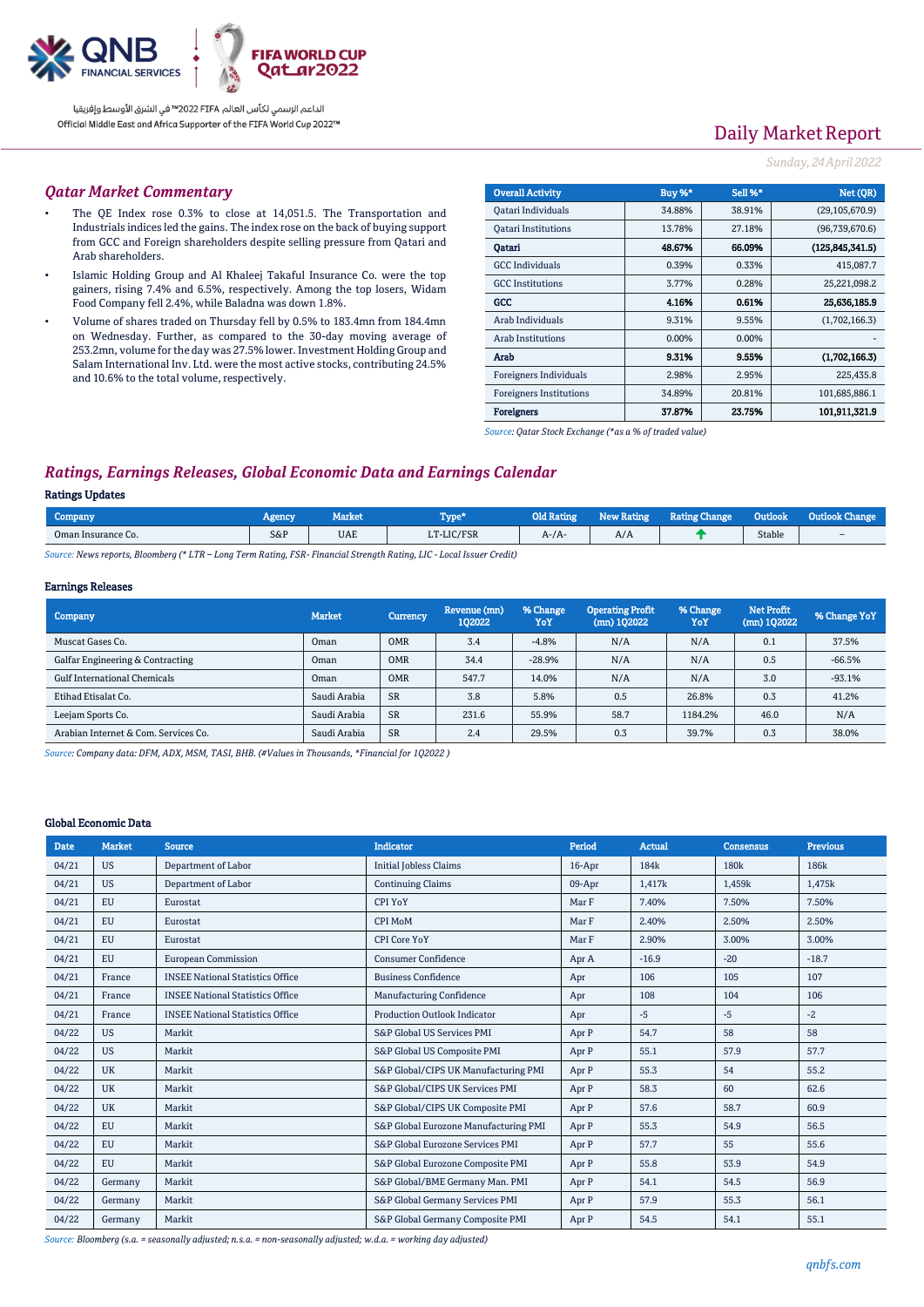Daily Market Report

*Sunday, 24 April 2022*

## Qatar Market Commentary

- The QE Index rose 0.3% to close at 14,051.5. The Transportation and Industrials indices led the gains. The index rose on the back of buying support from GCC and Foreign shareholders despite selling pressure from Qatari and Arab shareholders.
- Islamic Holding Group and Al Khaleej Takaful Insurance Co. were the top gainers, rising 7.4% and 6.5%, respectively. Among the top losers, Widam Food Company fell 2.4%, while Baladna was down 1.8%.
- Volume of shares traded on Thursday fell by 0.5% to 183.4mn from 184.4mn on Wednesday. Further, as compared to the 30-day moving average of 253.2mn, volume for the day was 27.5% lower. Investment Holding Group and Salam International Inv. Ltd. were the most active stocks, contributing 24.5% and 10.6% to the total volume, respectively.

| Overall Activity | Buy %* | Sell %* | Net (QR) |
|---|---|---|---|
| Qatari Individuals | 34.88% | 38.91% | (29,105,670.9) |
| Qatari Institutions | 13.78% | 27.18% | (96,739,670.6) |
| **Qatari** | **48.67%** | **66.09%** | **(125,845,341.5)** |
| GCC Individuals | 0.39% | 0.33% | 415,087.7 |
| GCC Institutions | 3.77% | 0.28% | 25,221,098.2 |
| **GCC** | **4.16%** | **0.61%** | **25,636,185.9** |
| Arab Individuals | 9.31% | 9.55% | (1,702,166.3) |
| Arab Institutions | 0.00% | 0.00% | - |
| **Arab** | **9.31%** | **9.55%** | **(1,702,166.3)** |
| Foreigners Individuals | 2.98% | 2.95% | 225,435.8 |
| Foreigners Institutions | 34.89% | 20.81% | 101,685,886.1 |
| **Foreigners** | **37.87%** | **23.75%** | **101,911,321.9** |

*Source: Qatar Stock Exchange (\*as a % of traded value)*

## Ratings, Earnings Releases, Global Economic Data and Earnings Calendar

### Ratings Updates

| Company | Agency | Market | Type* | Old Rating | New Rating | Rating Change | Outlook | Outlook Change |
|---|---|---|---|---|---|---|---|---|
| Oman Insurance Co. | S&P | UAE | LT-LIC/FSR | A-/A- | A/A | ↑ | Stable | – |

*Source: News reports, Bloomberg (\* LTR – Long Term Rating, FSR- Financial Strength Rating, LIC - Local Issuer Credit)*

### Earnings Releases

| Company | Market | Currency | Revenue (mn) 1Q2022 | % Change YoY | Operating Profit (mn) 1Q2022 | % Change YoY | Net Profit (mn) 1Q2022 | % Change YoY |
|---|---|---|---|---|---|---|---|---|
| Muscat Gases Co. | Oman | OMR | 3.4 | -4.8% | N/A | N/A | 0.1 | 37.5% |
| Galfar Engineering & Contracting | Oman | OMR | 34.4 | -28.9% | N/A | N/A | 0.5 | -66.5% |
| Gulf International Chemicals | Oman | OMR | 547.7 | 14.0% | N/A | N/A | 3.0 | -93.1% |
| Etihad Etisalat Co. | Saudi Arabia | SR | 3.8 | 5.8% | 0.5 | 26.8% | 0.3 | 41.2% |
| Leejam Sports Co. | Saudi Arabia | SR | 231.6 | 55.9% | 58.7 | 1184.2% | 46.0 | N/A |
| Arabian Internet & Com. Services Co. | Saudi Arabia | SR | 2.4 | 29.5% | 0.3 | 39.7% | 0.3 | 38.0% |

*Source: Company data: DFM, ADX, MSM, TASI, BHB. (#Values in Thousands, \*Financial for 1Q2022 )*

### Global Economic Data

| Date | Market | Source | Indicator | Period | Actual | Consensus | Previous |
|---|---|---|---|---|---|---|---|
| 04/21 | US | Department of Labor | Initial Jobless Claims | 16-Apr | 184k | 180k | 186k |
| 04/21 | US | Department of Labor | Continuing Claims | 09-Apr | 1,417k | 1,459k | 1,475k |
| 04/21 | EU | Eurostat | CPI YoY | Mar F | 7.40% | 7.50% | 7.50% |
| 04/21 | EU | Eurostat | CPI MoM | Mar F | 2.40% | 2.50% | 2.50% |
| 04/21 | EU | Eurostat | CPI Core YoY | Mar F | 2.90% | 3.00% | 3.00% |
| 04/21 | EU | European Commission | Consumer Confidence | Apr A | -16.9 | -20 | -18.7 |
| 04/21 | France | INSEE National Statistics Office | Business Confidence | Apr | 106 | 105 | 107 |
| 04/21 | France | INSEE National Statistics Office | Manufacturing Confidence | Apr | 108 | 104 | 106 |
| 04/21 | France | INSEE National Statistics Office | Production Outlook Indicator | Apr | -5 | -5 | -2 |
| 04/22 | US | Markit | S&P Global US Services PMI | Apr P | 54.7 | 58 | 58 |
| 04/22 | US | Markit | S&P Global US Composite PMI | Apr P | 55.1 | 57.9 | 57.7 |
| 04/22 | UK | Markit | S&P Global/CIPS UK Manufacturing PMI | Apr P | 55.3 | 54 | 55.2 |
| 04/22 | UK | Markit | S&P Global/CIPS UK Services PMI | Apr P | 58.3 | 60 | 62.6 |
| 04/22 | UK | Markit | S&P Global/CIPS UK Composite PMI | Apr P | 57.6 | 58.7 | 60.9 |
| 04/22 | EU | Markit | S&P Global Eurozone Manufacturing PMI | Apr P | 55.3 | 54.9 | 56.5 |
| 04/22 | EU | Markit | S&P Global Eurozone Services PMI | Apr P | 57.7 | 55 | 55.6 |
| 04/22 | EU | Markit | S&P Global Eurozone Composite PMI | Apr P | 55.8 | 53.9 | 54.9 |
| 04/22 | Germany | Markit | S&P Global/BME Germany Man. PMI | Apr P | 54.1 | 54.5 | 56.9 |
| 04/22 | Germany | Markit | S&P Global Germany Services PMI | Apr P | 57.9 | 55.3 | 56.1 |
| 04/22 | Germany | Markit | S&P Global Germany Composite PMI | Apr P | 54.5 | 54.1 | 55.1 |

*Source: Bloomberg (s.a. = seasonally adjusted; n.s.a. = non-seasonally adjusted; w.d.a. = working day adjusted)*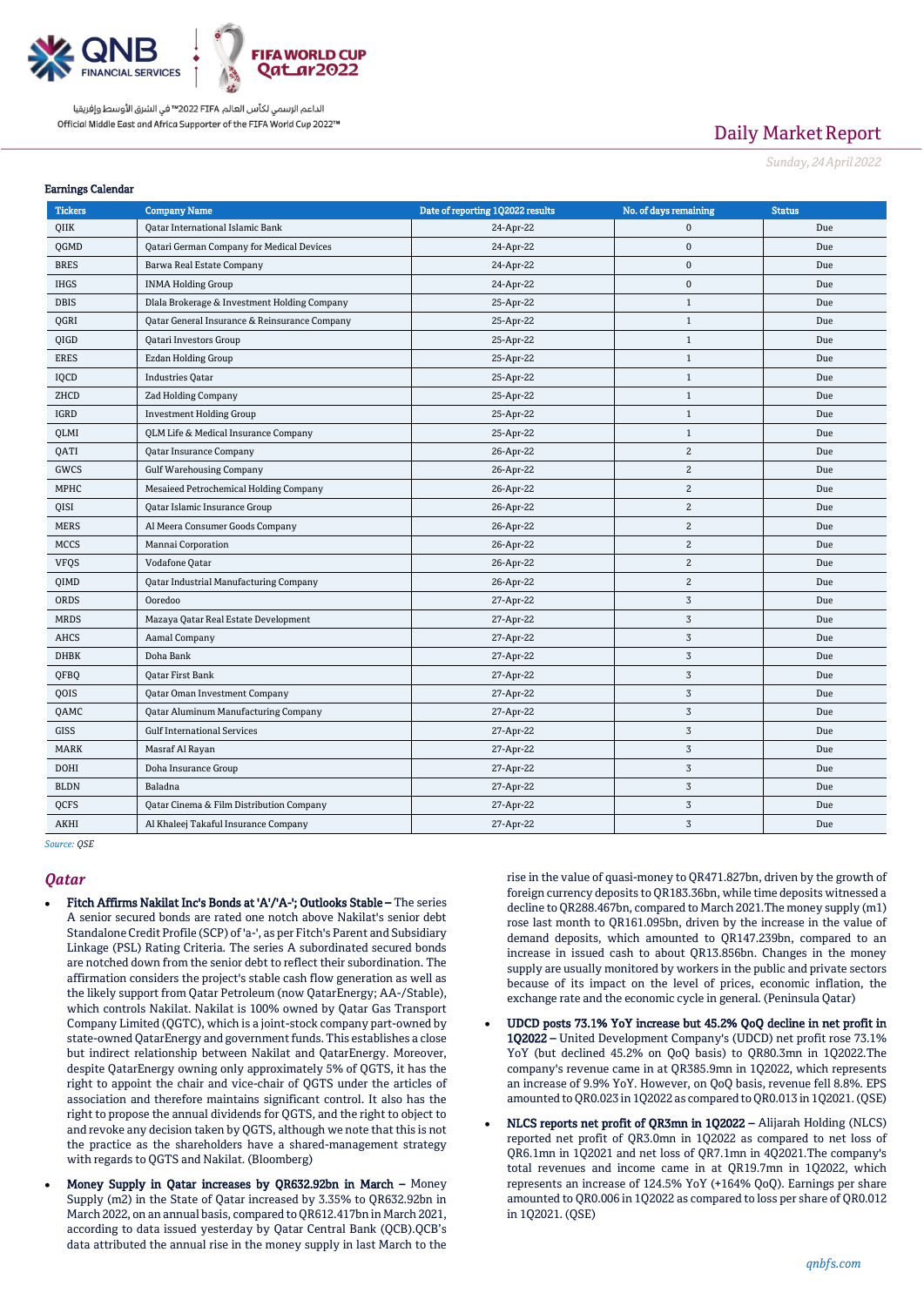## Earnings Calendar

| Tickers | Company Name | Date of reporting 1Q2022 results | No. of days remaining | Status |
|---|---|---|---|---|
| QIIK | Qatar International Islamic Bank | 24-Apr-22 | 0 | Due |
| QGMD | Qatari German Company for Medical Devices | 24-Apr-22 | 0 | Due |
| BRES | Barwa Real Estate Company | 24-Apr-22 | 0 | Due |
| IHGS | INMA Holding Group | 24-Apr-22 | 0 | Due |
| DBIS | Dlala Brokerage & Investment Holding Company | 25-Apr-22 | 1 | Due |
| QGRI | Qatar General Insurance & Reinsurance Company | 25-Apr-22 | 1 | Due |
| QIGD | Qatari Investors Group | 25-Apr-22 | 1 | Due |
| ERES | Ezdan Holding Group | 25-Apr-22 | 1 | Due |
| IQCD | Industries Qatar | 25-Apr-22 | 1 | Due |
| ZHCD | Zad Holding Company | 25-Apr-22 | 1 | Due |
| IGRD | Investment Holding Group | 25-Apr-22 | 1 | Due |
| QLMI | QLM Life & Medical Insurance Company | 25-Apr-22 | 1 | Due |
| QATI | Qatar Insurance Company | 26-Apr-22 | 2 | Due |
| GWCS | Gulf Warehousing Company | 26-Apr-22 | 2 | Due |
| MPHC | Mesaieed Petrochemical Holding Company | 26-Apr-22 | 2 | Due |
| QISI | Qatar Islamic Insurance Group | 26-Apr-22 | 2 | Due |
| MERS | Al Meera Consumer Goods Company | 26-Apr-22 | 2 | Due |
| MCCS | Mannai Corporation | 26-Apr-22 | 2 | Due |
| VFQS | Vodafone Qatar | 26-Apr-22 | 2 | Due |
| QIMD | Qatar Industrial Manufacturing Company | 26-Apr-22 | 2 | Due |
| ORDS | Ooredoo | 27-Apr-22 | 3 | Due |
| MRDS | Mazaya Qatar Real Estate Development | 27-Apr-22 | 3 | Due |
| AHCS | Aamal Company | 27-Apr-22 | 3 | Due |
| DHBK | Doha Bank | 27-Apr-22 | 3 | Due |
| QFBQ | Qatar First Bank | 27-Apr-22 | 3 | Due |
| QOIS | Qatar Oman Investment Company | 27-Apr-22 | 3 | Due |
| QAMC | Qatar Aluminum Manufacturing Company | 27-Apr-22 | 3 | Due |
| GISS | Gulf International Services | 27-Apr-22 | 3 | Due |
| MARK | Masraf Al Rayan | 27-Apr-22 | 3 | Due |
| DOHI | Doha Insurance Group | 27-Apr-22 | 3 | Due |
| BLDN | Baladna | 27-Apr-22 | 3 | Due |
| QCFS | Qatar Cinema & Film Distribution Company | 27-Apr-22 | 3 | Due |
| AKHI | Al Khaleej Takaful Insurance Company | 27-Apr-22 | 3 | Due |

*Source: QSE*

## *Qatar*

- **Fitch Affirms Nakilat Inc's Bonds at 'A'/'A-'; Outlooks Stable –** The series A senior secured bonds are rated one notch above Nakilat's senior debt Standalone Credit Profile (SCP) of 'a-', as per Fitch's Parent and Subsidiary Linkage (PSL) Rating Criteria. The series A subordinated secured bonds are notched down from the senior debt to reflect their subordination. The affirmation considers the project's stable cash flow generation as well as the likely support from Qatar Petroleum (now QatarEnergy; AA-/Stable), which controls Nakilat. Nakilat is 100% owned by Qatar Gas Transport Company Limited (QGTC), which is a joint-stock company part-owned by state-owned QatarEnergy and government funds. This establishes a close but indirect relationship between Nakilat and QatarEnergy. Moreover, despite QatarEnergy owning only approximately 5% of QGTS, it has the right to appoint the chair and vice-chair of QGTS under the articles of association and therefore maintains significant control. It also has the right to propose the annual dividends for QGTS, and the right to object to and revoke any decision taken by QGTS, although we note that this is not the practice as the shareholders have a shared-management strategy with regards to QGTS and Nakilat. (Bloomberg)
- **Money Supply in Qatar increases by QR632.92bn in March –** Money Supply (m2) in the State of Qatar increased by 3.35% to QR632.92bn in March 2022, on an annual basis, compared to QR612.417bn in March 2021, according to data issued yesterday by Qatar Central Bank (QCB).QCB's data attributed the annual rise in the money supply in last March to the rise in the value of quasi-money to QR471.827bn, driven by the growth of foreign currency deposits to QR183.36bn, while time deposits witnessed a decline to QR288.467bn, compared to March 2021.The money supply (m1) rose last month to QR161.095bn, driven by the increase in the value of demand deposits, which amounted to QR147.239bn, compared to an increase in issued cash to about QR13.856bn. Changes in the money supply are usually monitored by workers in the public and private sectors because of its impact on the level of prices, economic inflation, the exchange rate and the economic cycle in general. (Peninsula Qatar)
- **UDCD posts 73.1% YoY increase but 45.2% QoQ decline in net profit in 1Q2022 –** United Development Company's (UDCD) net profit rose 73.1% YoY (but declined 45.2% on QoQ basis) to QR80.3mn in 1Q2022.The company's revenue came in at QR385.9mn in 1Q2022, which represents an increase of 9.9% YoY. However, on QoQ basis, revenue fell 8.8%. EPS amounted to QR0.023 in 1Q2022 as compared to QR0.013 in 1Q2021. (QSE)
- **NLCS reports net profit of QR3mn in 1Q2022 –** Alijarah Holding (NLCS) reported net profit of QR3.0mn in 1Q2022 as compared to net loss of QR6.1mn in 1Q2021 and net loss of QR7.1mn in 4Q2021.The company's total revenues and income came in at QR19.7mn in 1Q2022, which represents an increase of 124.5% YoY (+164% QoQ). Earnings per share amounted to QR0.006 in 1Q2022 as compared to loss per share of QR0.012 in 1Q2021. (QSE)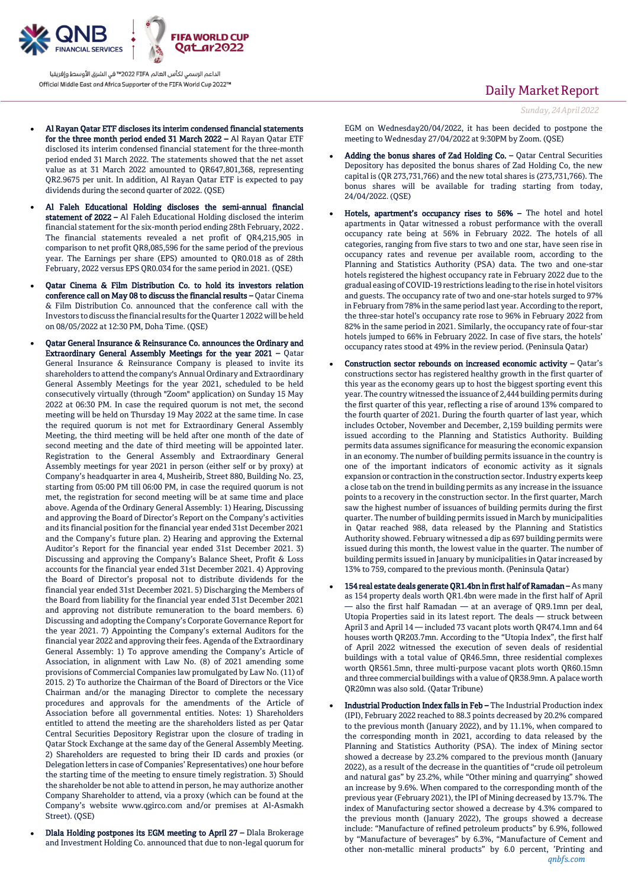- **Al Rayan Qatar ETF discloses its interim condensed financial statements for the three month period ended 31 March 2022 –** Al Rayan Qatar ETF disclosed its interim condensed financial statement for the three-month period ended 31 March 2022. The statements showed that the net asset value as at 31 March 2022 amounted to QR647,801,368, representing QR2.9675 per unit. In addition, Al Rayan Qatar ETF is expected to pay dividends during the second quarter of 2022. (QSE)

- **Al Faleh Educational Holding discloses the semi-annual financial statement of 2022 –** Al Faleh Educational Holding disclosed the interim financial statement for the six-month period ending 28th February, 2022 . The financial statements revealed a net profit of QR4,215,905 in comparison to net profit QR8,085,596 for the same period of the previous year. The Earnings per share (EPS) amounted to QR0.018 as of 28th February, 2022 versus EPS QR0.034 for the same period in 2021. (QSE)

- **Qatar Cinema & Film Distribution Co. to hold its investors relation conference call on May 08 to discuss the financial results –** Qatar Cinema & Film Distribution Co. announced that the conference call with the Investors to discuss the financial results for the Quarter 1 2022 will be held on 08/05/2022 at 12:30 PM, Doha Time. (QSE)

- **Qatar General Insurance & Reinsurance Co. announces the Ordinary and Extraordinary General Assembly Meetings for the year 2021 –** Qatar General Insurance & Reinsurance Company is pleased to invite its shareholders to attend the company's Annual Ordinary and Extraordinary General Assembly Meetings for the year 2021, scheduled to be held consecutively virtually (through "Zoom" application) on Sunday 15 May 2022 at 06:30 PM. In case the required quorum is not met, the second meeting will be held on Thursday 19 May 2022 at the same time. In case the required quorum is not met for Extraordinary General Assembly Meeting, the third meeting will be held after one month of the date of second meeting and the date of third meeting will be appointed later. Registration to the General Assembly and Extraordinary General Assembly meetings for year 2021 in person (either self or by proxy) at Company's headquarter in area 4, Musheirib, Street 880, Building No. 23, starting from 05:00 PM till 06:00 PM, in case the required quorum is not met, the registration for second meeting will be at same time and place above. Agenda of the Ordinary General Assembly: 1) Hearing, Discussing and approving the Board of Director's Report on the Company's activities and its financial position for the financial year ended 31st December 2021 and the Company's future plan. 2) Hearing and approving the External Auditor's Report for the financial year ended 31st December 2021. 3) Discussing and approving the Company's Balance Sheet, Profit & Loss accounts for the financial year ended 31st December 2021. 4) Approving the Board of Director's proposal not to distribute dividends for the financial year ended 31st December 2021. 5) Discharging the Members of the Board from liability for the financial year ended 31st December 2021 and approving not distribute remuneration to the board members. 6) Discussing and adopting the Company's Corporate Governance Report for the year 2021. 7) Appointing the Company's external Auditors for the financial year 2022 and approving their fees. Agenda of the Extraordinary General Assembly: 1) To approve amending the Company's Article of Association, in alignment with Law No. (8) of 2021 amending some provisions of Commercial Companies law promulgated by Law No. (11) of 2015. 2) To authorize the Chairman of the Board of Directors or the Vice Chairman and/or the managing Director to complete the necessary procedures and approvals for the amendments of the Article of Association before all governmental entities. Notes: 1) Shareholders entitled to attend the meeting are the shareholders listed as per Qatar Central Securities Depository Registrar upon the closure of trading in Qatar Stock Exchange at the same day of the General Assembly Meeting. 2) Shareholders are requested to bring their ID cards and proxies (or Delegation letters in case of Companies' Representatives) one hour before the starting time of the meeting to ensure timely registration. 3) Should the shareholder be not able to attend in person, he may authorize another Company Shareholder to attend, via a proxy (which can be found at the Company's website www.qgirco.com and/or premises at Al-Asmakh Street). (QSE)

- **Dlala Holding postpones its EGM meeting to April 27 –** Dlala Brokerage and Investment Holding Co. announced that due to non-legal quorum for EGM on Wednesday20/04/2022, it has been decided to postpone the meeting to Wednesday 27/04/2022 at 9:30PM by Zoom. (QSE)

- **Adding the bonus shares of Zad Holding Co. –** Qatar Central Securities Depository has deposited the bonus shares of Zad Holding Co, the new capital is (QR 273,731,766) and the new total shares is (273,731,766). The bonus shares will be available for trading starting from today, 24/04/2022. (QSE)

- **Hotels, apartment's occupancy rises to 56% –** The hotel and hotel apartments in Qatar witnessed a robust performance with the overall occupancy rate being at 56% in February 2022. The hotels of all categories, ranging from five stars to two and one star, have seen rise in occupancy rates and revenue per available room, according to the Planning and Statistics Authority (PSA) data. The two and one-star hotels registered the highest occupancy rate in February 2022 due to the gradual easing of COVID-19 restrictions leading to the rise in hotel visitors and guests. The occupancy rate of two and one-star hotels surged to 97% in February from 78% in the same period last year. According to the report, the three-star hotel's occupancy rate rose to 96% in February 2022 from 82% in the same period in 2021. Similarly, the occupancy rate of four-star hotels jumped to 66% in February 2022. In case of five stars, the hotels' occupancy rates stood at 49% in the review period. (Peninsula Qatar)

- **Construction sector rebounds on increased economic activity –** Qatar's constructions sector has registered healthy growth in the first quarter of this year as the economy gears up to host the biggest sporting event this year. The country witnessed the issuance of 2,444 building permits during the first quarter of this year, reflecting a rise of around 13% compared to the fourth quarter of 2021. During the fourth quarter of last year, which includes October, November and December, 2,159 building permits were issued according to the Planning and Statistics Authority. Building permits data assumes significance for measuring the economic expansion in an economy. The number of building permits issuance in the country is one of the important indicators of economic activity as it signals expansion or contraction in the construction sector. Industry experts keep a close tab on the trend in building permits as any increase in the issuance points to a recovery in the construction sector. In the first quarter, March saw the highest number of issuances of building permits during the first quarter. The number of building permits issued in March by municipalities in Qatar reached 988, data released by the Planning and Statistics Authority showed. February witnessed a dip as 697 building permits were issued during this month, the lowest value in the quarter. The number of building permits issued in January by municipalities in Qatar increased by 13% to 759, compared to the previous month. (Peninsula Qatar)

- **154 real estate deals generate QR1.4bn in first half of Ramadan –** As many as 154 property deals worth QR1.4bn were made in the first half of April — also the first half Ramadan — at an average of QR9.1mn per deal, Utopia Properties said in its latest report. The deals — struck between April 3 and April 14 — included 73 vacant plots worth QR474.1mn and 64 houses worth QR203.7mn. According to the "Utopia Index", the first half of April 2022 witnessed the execution of seven deals of residential buildings with a total value of QR46.5mn, three residential complexes worth QR561.5mn, three multi-purpose vacant plots worth QR60.15mn and three commercial buildings with a value of QR38.9mn. A palace worth QR20mn was also sold. (Qatar Tribune)

- **Industrial Production Index falls in Feb –** The Industrial Production index (IPI), February 2022 reached to 88.3 points decreased by 20.2% compared to the previous month (January 2022), and by 11.1%, when compared to the corresponding month in 2021, according to data released by the Planning and Statistics Authority (PSA). The index of Mining sector showed a decrease by 23.2% compared to the previous month (January 2022), as a result of the decrease in the quantities of "crude oil petroleum and natural gas" by 23.2%, while "Other mining and quarrying" showed an increase by 9.6%. When compared to the corresponding month of the previous year (February 2021), the IPI of Mining decreased by 13.7%. The index of Manufacturing sector showed a decrease by 4.3% compared to the previous month (January 2022). The groups showed a decrease include: "Manufacture of refined petroleum products" by 6.9%, followed by "Manufacture of beverages" by 6.3%, "Manufacture of Cement and other non-metallic mineral products" by 6.0 percent, 'Printing and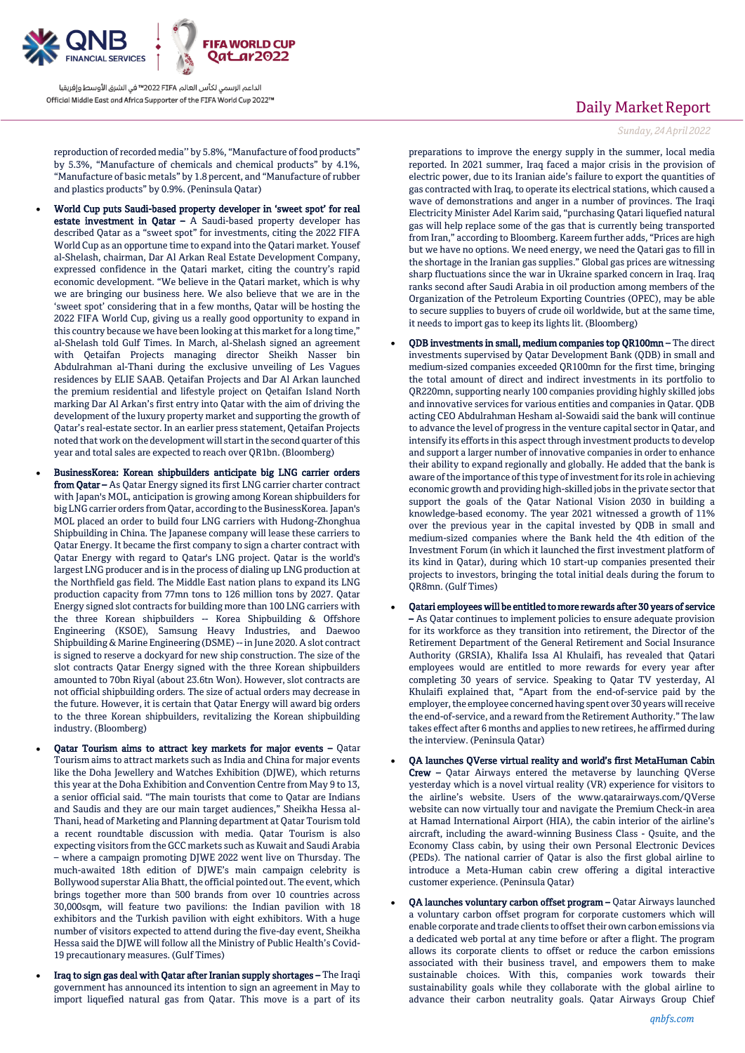reproduction of recorded media'' by 5.8%, "Manufacture of food products" by 5.3%, "Manufacture of chemicals and chemical products" by 4.1%, "Manufacture of basic metals" by 1.8 percent, and "Manufacture of rubber and plastics products" by 0.9%. (Peninsula Qatar)

- **World Cup puts Saudi-based property developer in 'sweet spot' for real estate investment in Qatar –** A Saudi-based property developer has described Qatar as a "sweet spot" for investments, citing the 2022 FIFA World Cup as an opportune time to expand into the Qatari market. Yousef al-Shelash, chairman, Dar Al Arkan Real Estate Development Company, expressed confidence in the Qatari market, citing the country's rapid economic development. "We believe in the Qatari market, which is why we are bringing our business here. We also believe that we are in the 'sweet spot' considering that in a few months, Qatar will be hosting the 2022 FIFA World Cup, giving us a really good opportunity to expand in this country because we have been looking at this market for a long time," al-Shelash told Gulf Times. In March, al-Shelash signed an agreement with Qetaifan Projects managing director Sheikh Nasser bin Abdulrahman al-Thani during the exclusive unveiling of Les Vagues residences by ELIE SAAB. Qetaifan Projects and Dar Al Arkan launched the premium residential and lifestyle project on Qetaifan Island North marking Dar Al Arkan's first entry into Qatar with the aim of driving the development of the luxury property market and supporting the growth of Qatar's real-estate sector. In an earlier press statement, Qetaifan Projects noted that work on the development will start in the second quarter of this year and total sales are expected to reach over QR1bn. (Bloomberg)
- **BusinessKorea: Korean shipbuilders anticipate big LNG carrier orders from Qatar –** As Qatar Energy signed its first LNG carrier charter contract with Japan's MOL, anticipation is growing among Korean shipbuilders for big LNG carrier orders from Qatar, according to the BusinessKorea. Japan's MOL placed an order to build four LNG carriers with Hudong-Zhonghua Shipbuilding in China. The Japanese company will lease these carriers to Qatar Energy. It became the first company to sign a charter contract with Qatar Energy with regard to Qatar's LNG project. Qatar is the world's largest LNG producer and is in the process of dialing up LNG production at the Northfield gas field. The Middle East nation plans to expand its LNG production capacity from 77mn tons to 126 million tons by 2027. Qatar Energy signed slot contracts for building more than 100 LNG carriers with the three Korean shipbuilders -- Korea Shipbuilding & Offshore Engineering (KSOE), Samsung Heavy Industries, and Daewoo Shipbuilding & Marine Engineering (DSME) -- in June 2020. A slot contract is signed to reserve a dockyard for new ship construction. The size of the slot contracts Qatar Energy signed with the three Korean shipbuilders amounted to 70bn Riyal (about 23.6tn Won). However, slot contracts are not official shipbuilding orders. The size of actual orders may decrease in the future. However, it is certain that Qatar Energy will award big orders to the three Korean shipbuilders, revitalizing the Korean shipbuilding industry. (Bloomberg)
- **Qatar Tourism aims to attract key markets for major events –** Qatar Tourism aims to attract markets such as India and China for major events like the Doha Jewellery and Watches Exhibition (DJWE), which returns this year at the Doha Exhibition and Convention Centre from May 9 to 13, a senior official said. "The main tourists that come to Qatar are Indians and Saudis and they are our main target audiences," Sheikha Hessa al-Thani, head of Marketing and Planning department at Qatar Tourism told a recent roundtable discussion with media. Qatar Tourism is also expecting visitors from the GCC markets such as Kuwait and Saudi Arabia – where a campaign promoting DJWE 2022 went live on Thursday. The much-awaited 18th edition of DJWE's main campaign celebrity is Bollywood superstar Alia Bhatt, the official pointed out. The event, which brings together more than 500 brands from over 10 countries across 30,000sqm, will feature two pavilions: the Indian pavilion with 18 exhibitors and the Turkish pavilion with eight exhibitors. With a huge number of visitors expected to attend during the five-day event, Sheikha Hessa said the DJWE will follow all the Ministry of Public Health's Covid-19 precautionary measures. (Gulf Times)
- **Iraq to sign gas deal with Qatar after Iranian supply shortages –** The Iraqi government has announced its intention to sign an agreement in May to import liquefied natural gas from Qatar. This move is a part of its preparations to improve the energy supply in the summer, local media reported. In 2021 summer, Iraq faced a major crisis in the provision of electric power, due to its Iranian aide's failure to export the quantities of gas contracted with Iraq, to operate its electrical stations, which caused a wave of demonstrations and anger in a number of provinces. The Iraqi Electricity Minister Adel Karim said, "purchasing Qatari liquefied natural gas will help replace some of the gas that is currently being transported from Iran," according to Bloomberg. Kareem further adds, "Prices are high but we have no options. We need energy, we need the Qatari gas to fill in the shortage in the Iranian gas supplies." Global gas prices are witnessing sharp fluctuations since the war in Ukraine sparked concern in Iraq. Iraq ranks second after Saudi Arabia in oil production among members of the Organization of the Petroleum Exporting Countries (OPEC), may be able to secure supplies to buyers of crude oil worldwide, but at the same time, it needs to import gas to keep its lights lit. (Bloomberg)
- **QDB investments in small, medium companies top QR100mn –** The direct investments supervised by Qatar Development Bank (QDB) in small and medium-sized companies exceeded QR100mn for the first time, bringing the total amount of direct and indirect investments in its portfolio to QR220mn, supporting nearly 100 companies providing highly skilled jobs and innovative services for various entities and companies in Qatar. QDB acting CEO Abdulrahman Hesham al-Sowaidi said the bank will continue to advance the level of progress in the venture capital sector in Qatar, and intensify its efforts in this aspect through investment products to develop and support a larger number of innovative companies in order to enhance their ability to expand regionally and globally. He added that the bank is aware of the importance of this type of investment for its role in achieving economic growth and providing high-skilled jobs in the private sector that support the goals of the Qatar National Vision 2030 in building a knowledge-based economy. The year 2021 witnessed a growth of 11% over the previous year in the capital invested by QDB in small and medium-sized companies where the Bank held the 4th edition of the Investment Forum (in which it launched the first investment platform of its kind in Qatar), during which 10 start-up companies presented their projects to investors, bringing the total initial deals during the forum to QR8mn. (Gulf Times)
- **Qatari employees will be entitled to more rewards after 30 years of service –** As Qatar continues to implement policies to ensure adequate provision for its workforce as they transition into retirement, the Director of the Retirement Department of the General Retirement and Social Insurance Authority (GRSIA), Khalifa Issa Al Khulaifi, has revealed that Qatari employees would are entitled to more rewards for every year after completing 30 years of service. Speaking to Qatar TV yesterday, Al Khulaifi explained that, "Apart from the end-of-service paid by the employer, the employee concerned having spent over 30 years will receive the end-of-service, and a reward from the Retirement Authority." The law takes effect after 6 months and applies to new retirees, he affirmed during the interview. (Peninsula Qatar)
- **QA launches QVerse virtual reality and world's first MetaHuman Cabin Crew –** Qatar Airways entered the metaverse by launching QVerse yesterday which is a novel virtual reality (VR) experience for visitors to the airline's website. Users of the www.qatarairways.com/QVerse website can now virtually tour and navigate the Premium Check-in area at Hamad International Airport (HIA), the cabin interior of the airline's aircraft, including the award-winning Business Class - Qsuite, and the Economy Class cabin, by using their own Personal Electronic Devices (PEDs). The national carrier of Qatar is also the first global airline to introduce a Meta-Human cabin crew offering a digital interactive customer experience. (Peninsula Qatar)
- **QA launches voluntary carbon offset program –** Qatar Airways launched a voluntary carbon offset program for corporate customers which will enable corporate and trade clients to offset their own carbon emissions via a dedicated web portal at any time before or after a flight. The program allows its corporate clients to offset or reduce the carbon emissions associated with their business travel, and empowers them to make sustainable choices. With this, companies work towards their sustainability goals while they collaborate with the global airline to advance their carbon neutrality goals. Qatar Airways Group Chief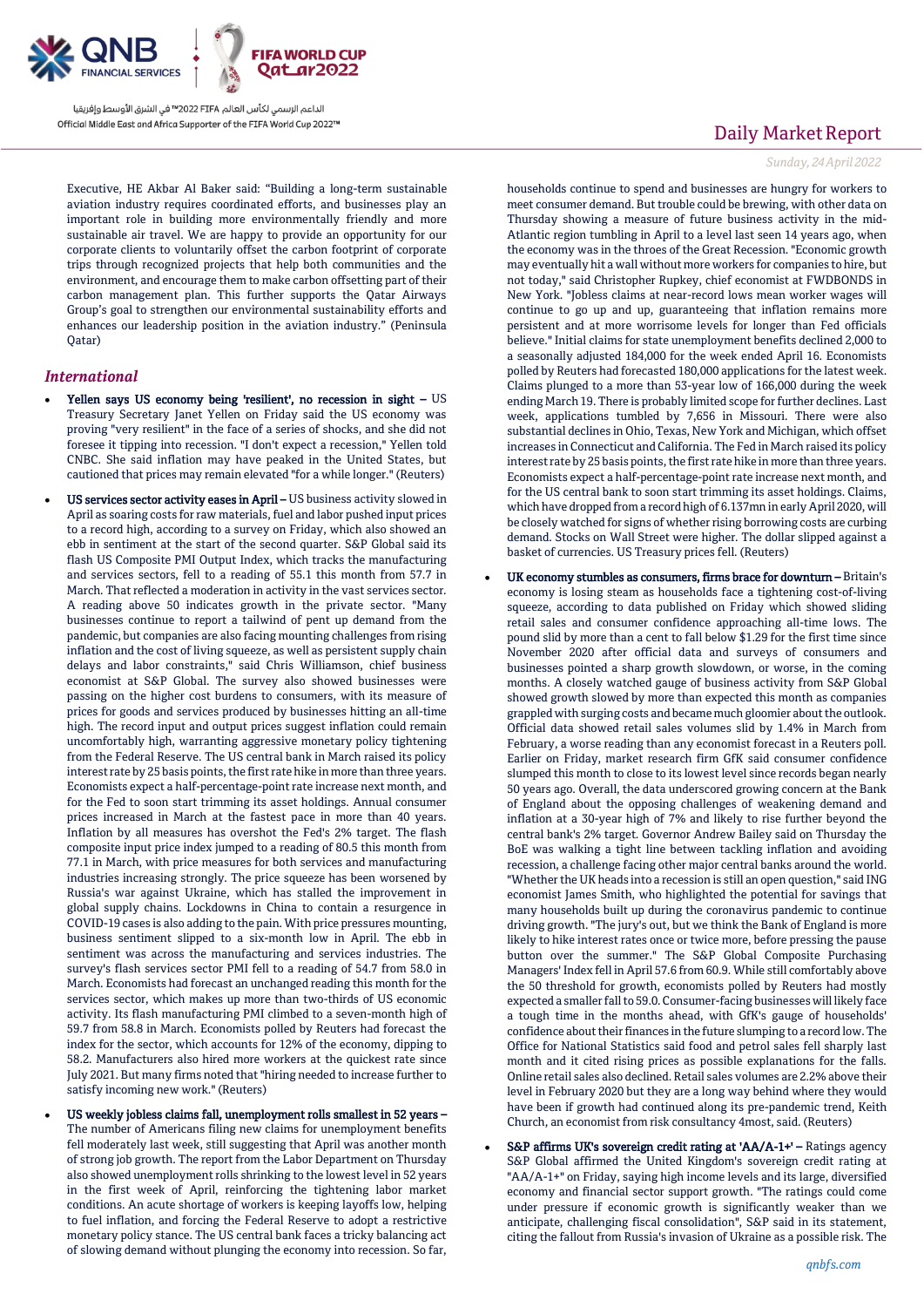Executive, HE Akbar Al Baker said: "Building a long-term sustainable aviation industry requires coordinated efforts, and businesses play an important role in building more environmentally friendly and more sustainable air travel. We are happy to provide an opportunity for our corporate clients to voluntarily offset the carbon footprint of corporate trips through recognized projects that help both communities and the environment, and encourage them to make carbon offsetting part of their carbon management plan. This further supports the Qatar Airways Group's goal to strengthen our environmental sustainability efforts and enhances our leadership position in the aviation industry." (Peninsula Qatar)

## *International*

- **Yellen says US economy being 'resilient', no recession in sight –** US Treasury Secretary Janet Yellen on Friday said the US economy was proving "very resilient" in the face of a series of shocks, and she did not foresee it tipping into recession. "I don't expect a recession," Yellen told CNBC. She said inflation may have peaked in the United States, but cautioned that prices may remain elevated "for a while longer." (Reuters)

- **US services sector activity eases in April –** US business activity slowed in April as soaring costs for raw materials, fuel and labor pushed input prices to a record high, according to a survey on Friday, which also showed an ebb in sentiment at the start of the second quarter. S&P Global said its flash US Composite PMI Output Index, which tracks the manufacturing and services sectors, fell to a reading of 55.1 this month from 57.7 in March. That reflected a moderation in activity in the vast services sector. A reading above 50 indicates growth in the private sector. "Many businesses continue to report a tailwind of pent up demand from the pandemic, but companies are also facing mounting challenges from rising inflation and the cost of living squeeze, as well as persistent supply chain delays and labor constraints," said Chris Williamson, chief business economist at S&P Global. The survey also showed businesses were passing on the higher cost burdens to consumers, with its measure of prices for goods and services produced by businesses hitting an all-time high. The record input and output prices suggest inflation could remain uncomfortably high, warranting aggressive monetary policy tightening from the Federal Reserve. The US central bank in March raised its policy interest rate by 25 basis points, the first rate hike in more than three years. Economists expect a half-percentage-point rate increase next month, and for the Fed to soon start trimming its asset holdings. Annual consumer prices increased in March at the fastest pace in more than 40 years. Inflation by all measures has overshot the Fed's 2% target. The flash composite input price index jumped to a reading of 80.5 this month from 77.1 in March, with price measures for both services and manufacturing industries increasing strongly. The price squeeze has been worsened by Russia's war against Ukraine, which has stalled the improvement in global supply chains. Lockdowns in China to contain a resurgence in COVID-19 cases is also adding to the pain. With price pressures mounting, business sentiment slipped to a six-month low in April. The ebb in sentiment was across the manufacturing and services industries. The survey's flash services sector PMI fell to a reading of 54.7 from 58.0 in March. Economists had forecast an unchanged reading this month for the services sector, which makes up more than two-thirds of US economic activity. Its flash manufacturing PMI climbed to a seven-month high of 59.7 from 58.8 in March. Economists polled by Reuters had forecast the index for the sector, which accounts for 12% of the economy, dipping to 58.2. Manufacturers also hired more workers at the quickest rate since July 2021. But many firms noted that "hiring needed to increase further to satisfy incoming new work." (Reuters)

- **US weekly jobless claims fall, unemployment rolls smallest in 52 years –** The number of Americans filing new claims for unemployment benefits fell moderately last week, still suggesting that April was another month of strong job growth. The report from the Labor Department on Thursday also showed unemployment rolls shrinking to the lowest level in 52 years in the first week of April, reinforcing the tightening labor market conditions. An acute shortage of workers is keeping layoffs low, helping to fuel inflation, and forcing the Federal Reserve to adopt a restrictive monetary policy stance. The US central bank faces a tricky balancing act of slowing demand without plunging the economy into recession. So far, households continue to spend and businesses are hungry for workers to meet consumer demand. But trouble could be brewing, with other data on Thursday showing a measure of future business activity in the mid-Atlantic region tumbling in April to a level last seen 14 years ago, when the economy was in the throes of the Great Recession. "Economic growth may eventually hit a wall without more workers for companies to hire, but not today," said Christopher Rupkey, chief economist at FWDBONDS in New York. "Jobless claims at near-record lows mean worker wages will continue to go up and up, guaranteeing that inflation remains more persistent and at more worrisome levels for longer than Fed officials believe." Initial claims for state unemployment benefits declined 2,000 to a seasonally adjusted 184,000 for the week ended April 16. Economists polled by Reuters had forecasted 180,000 applications for the latest week. Claims plunged to a more than 53-year low of 166,000 during the week ending March 19. There is probably limited scope for further declines. Last week, applications tumbled by 7,656 in Missouri. There were also substantial declines in Ohio, Texas, New York and Michigan, which offset increases in Connecticut and California. The Fed in March raised its policy interest rate by 25 basis points, the first rate hike in more than three years. Economists expect a half-percentage-point rate increase next month, and for the US central bank to soon start trimming its asset holdings. Claims, which have dropped from a record high of 6.137mn in early April 2020, will be closely watched for signs of whether rising borrowing costs are curbing demand. Stocks on Wall Street were higher. The dollar slipped against a basket of currencies. US Treasury prices fell. (Reuters)

- **UK economy stumbles as consumers, firms brace for downturn –** Britain's economy is losing steam as households face a tightening cost-of-living squeeze, according to data published on Friday which showed sliding retail sales and consumer confidence approaching all-time lows. The pound slid by more than a cent to fall below $1.29 for the first time since November 2020 after official data and surveys of consumers and businesses pointed a sharp growth slowdown, or worse, in the coming months. A closely watched gauge of business activity from S&P Global showed growth slowed by more than expected this month as companies grappled with surging costs and became much gloomier about the outlook. Official data showed retail sales volumes slid by 1.4% in March from February, a worse reading than any economist forecast in a Reuters poll. Earlier on Friday, market research firm GfK said consumer confidence slumped this month to close to its lowest level since records began nearly 50 years ago. Overall, the data underscored growing concern at the Bank of England about the opposing challenges of weakening demand and inflation at a 30-year high of 7% and likely to rise further beyond the central bank's 2% target. Governor Andrew Bailey said on Thursday the BoE was walking a tight line between tackling inflation and avoiding recession, a challenge facing other major central banks around the world. "Whether the UK heads into a recession is still an open question," said ING economist James Smith, who highlighted the potential for savings that many households built up during the coronavirus pandemic to continue driving growth. "The jury's out, but we think the Bank of England is more likely to hike interest rates once or twice more, before pressing the pause button over the summer." The S&P Global Composite Purchasing Managers' Index fell in April 57.6 from 60.9. While still comfortably above the 50 threshold for growth, economists polled by Reuters had mostly expected a smaller fall to 59.0. Consumer-facing businesses will likely face a tough time in the months ahead, with GfK's gauge of households' confidence about their finances in the future slumping to a record low. The Office for National Statistics said food and petrol sales fell sharply last month and it cited rising prices as possible explanations for the falls. Online retail sales also declined. Retail sales volumes are 2.2% above their level in February 2020 but they are a long way behind where they would have been if growth had continued along its pre-pandemic trend, Keith Church, an economist from risk consultancy 4most, said. (Reuters)

- **S&P affirms UK's sovereign credit rating at 'AA/A-1+' –** Ratings agency S&P Global affirmed the United Kingdom's sovereign credit rating at "AA/A-1+" on Friday, saying high income levels and its large, diversified economy and financial sector support growth. "The ratings could come under pressure if economic growth is significantly weaker than we anticipate, challenging fiscal consolidation," S&P said in its statement, citing the fallout from Russia's invasion of Ukraine as a possible risk. The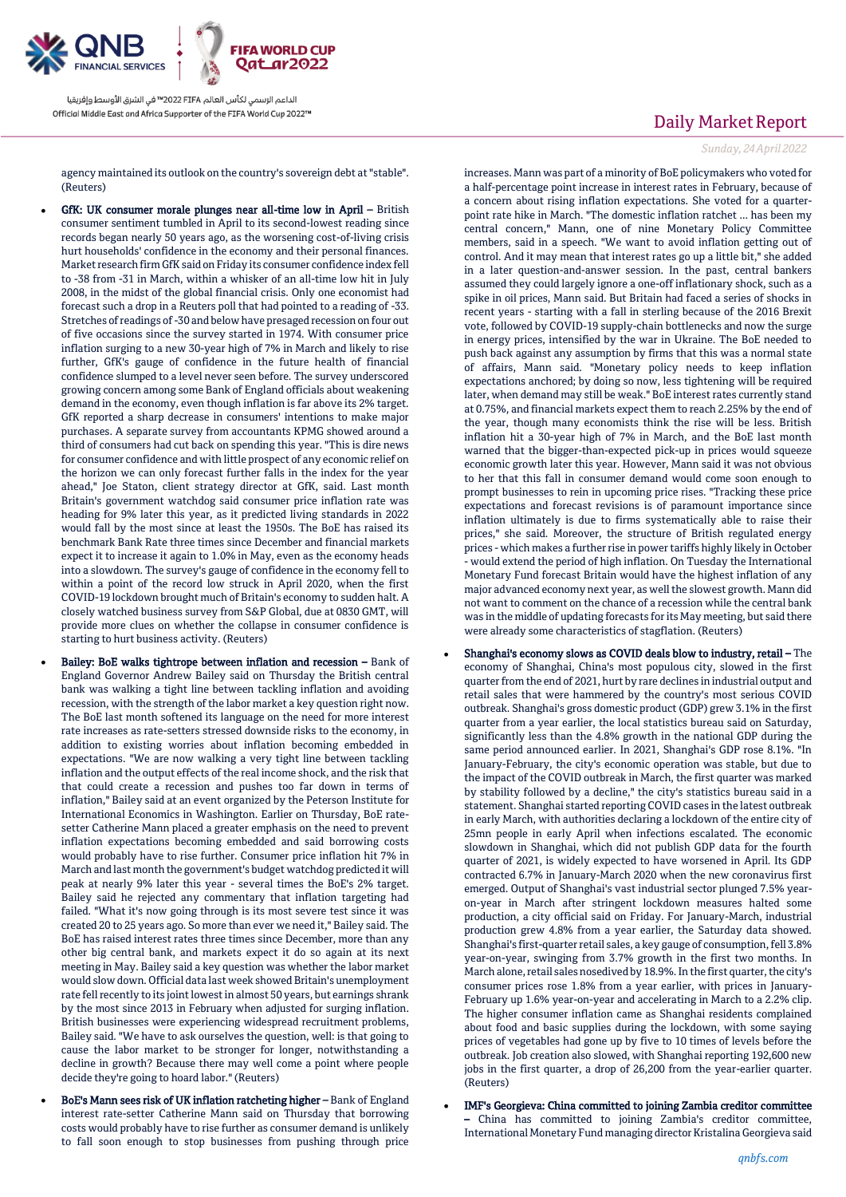agency maintained its outlook on the country's sovereign debt at "stable". (Reuters)

- **GfK: UK consumer morale plunges near all-time low in April –** British consumer sentiment tumbled in April to its second-lowest reading since records began nearly 50 years ago, as the worsening cost-of-living crisis hurt households' confidence in the economy and their personal finances. Market research firm GfK said on Friday its consumer confidence index fell to -38 from -31 in March, within a whisker of an all-time low hit in July 2008, in the midst of the global financial crisis. Only one economist had forecast such a drop in a Reuters poll that had pointed to a reading of -33. Stretches of readings of -30 and below have presaged recession on four out of five occasions since the survey started in 1974. With consumer price inflation surging to a new 30-year high of 7% in March and likely to rise further, GfK's gauge of confidence in the future health of financial confidence slumped to a level never seen before. The survey underscored growing concern among some Bank of England officials about weakening demand in the economy, even though inflation is far above its 2% target. GfK reported a sharp decrease in consumers' intentions to make major purchases. A separate survey from accountants KPMG showed around a third of consumers had cut back on spending this year. "This is dire news for consumer confidence and with little prospect of any economic relief on the horizon we can only forecast further falls in the index for the year ahead," Joe Staton, client strategy director at GfK, said. Last month Britain's government watchdog said consumer price inflation rate was heading for 9% later this year, as it predicted living standards in 2022 would fall by the most since at least the 1950s. The BoE has raised its benchmark Bank Rate three times since December and financial markets expect it to increase it again to 1.0% in May, even as the economy heads into a slowdown. The survey's gauge of confidence in the economy fell to within a point of the record low struck in April 2020, when the first COVID-19 lockdown brought much of Britain's economy to sudden halt. A closely watched business survey from S&P Global, due at 0830 GMT, will provide more clues on whether the collapse in consumer confidence is starting to hurt business activity. (Reuters)

- **Bailey: BoE walks tightrope between inflation and recession –** Bank of England Governor Andrew Bailey said on Thursday the British central bank was walking a tight line between tackling inflation and avoiding recession, with the strength of the labor market a key question right now. The BoE last month softened its language on the need for more interest rate increases as rate-setters stressed downside risks to the economy, in addition to existing worries about inflation becoming embedded in expectations. "We are now walking a very tight line between tackling inflation and the output effects of the real income shock, and the risk that that could create a recession and pushes too far down in terms of inflation," Bailey said at an event organized by the Peterson Institute for International Economics in Washington. Earlier on Thursday, BoE rate-setter Catherine Mann placed a greater emphasis on the need to prevent inflation expectations becoming embedded and said borrowing costs would probably have to rise further. Consumer price inflation hit 7% in March and last month the government's budget watchdog predicted it will peak at nearly 9% later this year - several times the BoE's 2% target. Bailey said he rejected any commentary that inflation targeting had failed. "What it's now going through is its most severe test since it was created 20 to 25 years ago. So more than ever we need it," Bailey said. The BoE has raised interest rates three times since December, more than any other big central bank, and markets expect it do so again at its next meeting in May. Bailey said a key question was whether the labor market would slow down. Official data last week showed Britain's unemployment rate fell recently to its joint lowest in almost 50 years, but earnings shrank by the most since 2013 in February when adjusted for surging inflation. British businesses were experiencing widespread recruitment problems, Bailey said. "We have to ask ourselves the question, well: is that going to cause the labor market to be stronger for longer, notwithstanding a decline in growth? Because there may well come a point where people decide they're going to hoard labor." (Reuters)

- **BoE's Mann sees risk of UK inflation ratcheting higher –** Bank of England interest rate-setter Catherine Mann said on Thursday that borrowing costs would probably have to rise further as consumer demand is unlikely to fall soon enough to stop businesses from pushing through price increases. Mann was part of a minority of BoE policymakers who voted for a half-percentage point increase in interest rates in February, because of a concern about rising inflation expectations. She voted for a quarter-point rate hike in March. "The domestic inflation ratchet ... has been my central concern," Mann, one of nine Monetary Policy Committee members, said in a speech. "We want to avoid inflation getting out of control. And it may mean that interest rates go up a little bit," she added in a later question-and-answer session. In the past, central bankers assumed they could largely ignore a one-off inflationary shock, such as a spike in oil prices, Mann said. But Britain had faced a series of shocks in recent years - starting with a fall in sterling because of the 2016 Brexit vote, followed by COVID-19 supply-chain bottlenecks and now the surge in energy prices, intensified by the war in Ukraine. The BoE needed to push back against any assumption by firms that this was a normal state of affairs, Mann said. "Monetary policy needs to keep inflation expectations anchored; by doing so now, less tightening will be required later, when demand may still be weak." BoE interest rates currently stand at 0.75%, and financial markets expect them to reach 2.25% by the end of the year, though many economists think the rise will be less. British inflation hit a 30-year high of 7% in March, and the BoE last month warned that the bigger-than-expected pick-up in prices would squeeze economic growth later this year. However, Mann said it was not obvious to her that this fall in consumer demand would come soon enough to prompt businesses to rein in upcoming price rises. "Tracking these price expectations and forecast revisions is of paramount importance since inflation ultimately is due to firms systematically able to raise their prices," she said. Moreover, the structure of British regulated energy prices - which makes a further rise in power tariffs highly likely in October - would extend the period of high inflation. On Tuesday the International Monetary Fund forecast Britain would have the highest inflation of any major advanced economy next year, as well the slowest growth. Mann did not want to comment on the chance of a recession while the central bank was in the middle of updating forecasts for its May meeting, but said there were already some characteristics of stagflation. (Reuters)

- **Shanghai's economy slows as COVID deals blow to industry, retail –** The economy of Shanghai, China's most populous city, slowed in the first quarter from the end of 2021, hurt by rare declines in industrial output and retail sales that were hammered by the country's most serious COVID outbreak. Shanghai's gross domestic product (GDP) grew 3.1% in the first quarter from a year earlier, the local statistics bureau said on Saturday, significantly less than the 4.8% growth in the national GDP during the same period announced earlier. In 2021, Shanghai's GDP rose 8.1%. "In January-February, the city's economic operation was stable, but due to the impact of the COVID outbreak in March, the first quarter was marked by stability followed by a decline," the city's statistics bureau said in a statement. Shanghai started reporting COVID cases in the latest outbreak in early March, with authorities declaring a lockdown of the entire city of 25mn people in early April when infections escalated. The economic slowdown in Shanghai, which did not publish GDP data for the fourth quarter of 2021, is widely expected to have worsened in April. Its GDP contracted 6.7% in January-March 2020 when the new coronavirus first emerged. Output of Shanghai's vast industrial sector plunged 7.5% year-on-year in March after stringent lockdown measures halted some production, a city official said on Friday. For January-March, industrial production grew 4.8% from a year earlier, the Saturday data showed. Shanghai's first-quarter retail sales, a key gauge of consumption, fell 3.8% year-on-year, swinging from 3.7% growth in the first two months. In March alone, retail sales nosedived by 18.9%. In the first quarter, the city's consumer prices rose 1.8% from a year earlier, with prices in January-February up 1.6% year-on-year and accelerating in March to a 2.2% clip. The higher consumer inflation came as Shanghai residents complained about food and basic supplies during the lockdown, with some saying prices of vegetables had gone up by five to 10 times of levels before the outbreak. Job creation also slowed, with Shanghai reporting 192,600 new jobs in the first quarter, a drop of 26,200 from the year-earlier quarter. (Reuters)

- **IMF's Georgieva: China committed to joining Zambia creditor committee –** China has committed to joining Zambia's creditor committee, International Monetary Fund managing director Kristalina Georgieva said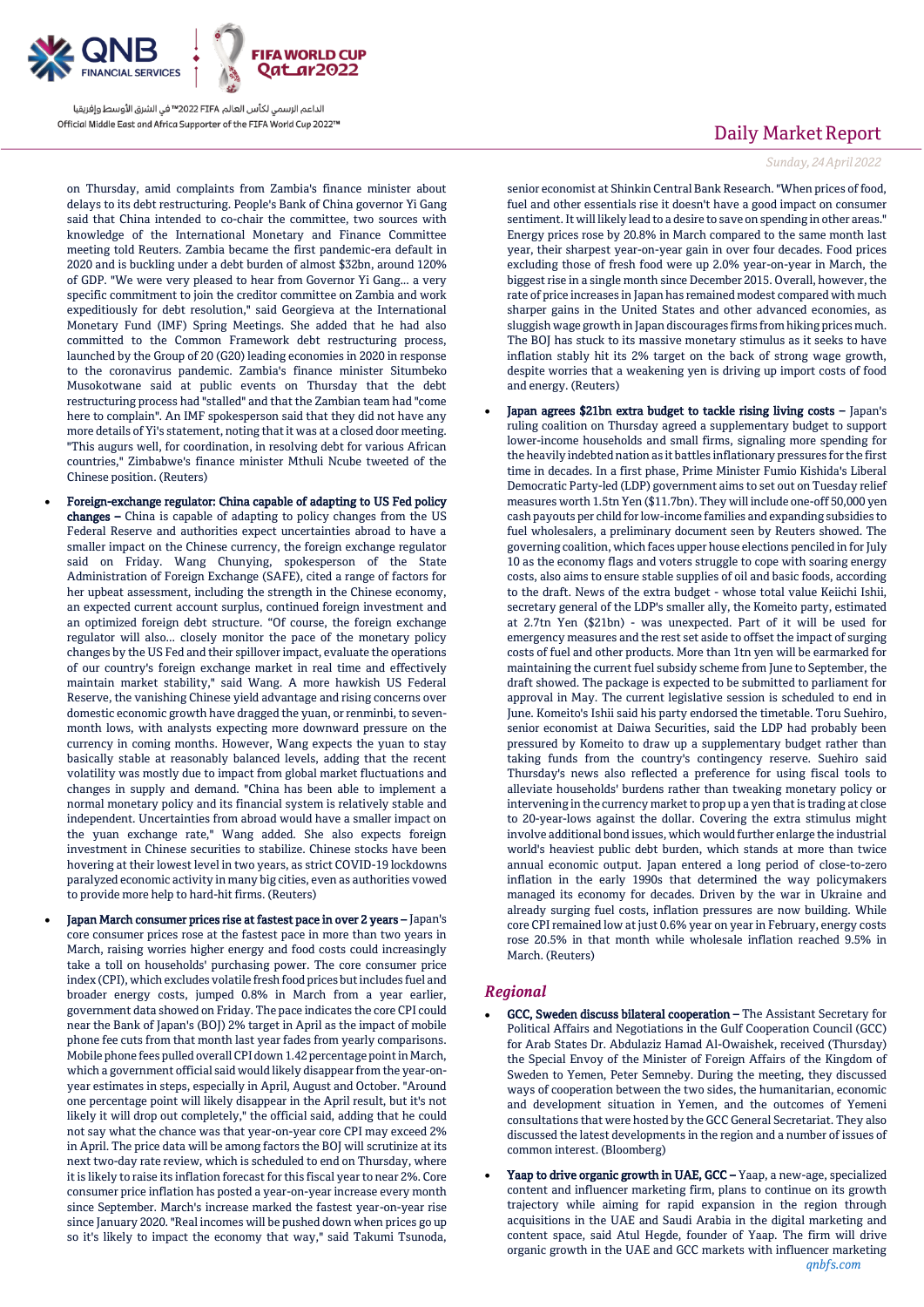on Thursday, amid complaints from Zambia's finance minister about delays to its debt restructuring. People's Bank of China governor Yi Gang said that China intended to co-chair the committee, two sources with knowledge of the International Monetary and Finance Committee meeting told Reuters. Zambia became the first pandemic-era default in 2020 and is buckling under a debt burden of almost $32bn, around 120% of GDP. "We were very pleased to hear from Governor Yi Gang... a very specific commitment to join the creditor committee on Zambia and work expeditiously for debt resolution," said Georgieva at the International Monetary Fund (IMF) Spring Meetings. She added that he had also committed to the Common Framework debt restructuring process, launched by the Group of 20 (G20) leading economies in 2020 in response to the coronavirus pandemic. Zambia's finance minister Situmbeko Musokotwane said at public events on Thursday that the debt restructuring process had "stalled" and that the Zambian team had "come here to complain". An IMF spokesperson said that they did not have any more details of Yi's statement, noting that it was at a closed door meeting. "This augurs well, for coordination, in resolving debt for various African countries," Zimbabwe's finance minister Mthuli Ncube tweeted of the Chinese position. (Reuters)

- **Foreign-exchange regulator: China capable of adapting to US Fed policy changes –** China is capable of adapting to policy changes from the US Federal Reserve and authorities expect uncertainties abroad to have a smaller impact on the Chinese currency, the foreign exchange regulator said on Friday. Wang Chunying, spokesperson of the State Administration of Foreign Exchange (SAFE), cited a range of factors for her upbeat assessment, including the strength in the Chinese economy, an expected current account surplus, continued foreign investment and an optimized foreign debt structure. "Of course, the foreign exchange regulator will also... closely monitor the pace of the monetary policy changes by the US Fed and their spillover impact, evaluate the operations of our country's foreign exchange market in real time and effectively maintain market stability," said Wang. A more hawkish US Federal Reserve, the vanishing Chinese yield advantage and rising concerns over domestic economic growth have dragged the yuan, or renminbi, to seven-month lows, with analysts expecting more downward pressure on the currency in coming months. However, Wang expects the yuan to stay basically stable at reasonably balanced levels, adding that the recent volatility was mostly due to impact from global market fluctuations and changes in supply and demand. "China has been able to implement a normal monetary policy and its financial system is relatively stable and independent. Uncertainties from abroad would have a smaller impact on the yuan exchange rate," Wang added. She also expects foreign investment in Chinese securities to stabilize. Chinese stocks have been hovering at their lowest level in two years, as strict COVID-19 lockdowns paralyzed economic activity in many big cities, even as authorities vowed to provide more help to hard-hit firms. (Reuters)

- **Japan March consumer prices rise at fastest pace in over 2 years –** Japan's core consumer prices rose at the fastest pace in more than two years in March, raising worries higher energy and food costs could increasingly take a toll on households' purchasing power. The core consumer price index (CPI), which excludes volatile fresh food prices but includes fuel and broader energy costs, jumped 0.8% in March from a year earlier, government data showed on Friday. The pace indicates the core CPI could near the Bank of Japan's (BOJ) 2% target in April as the impact of mobile phone fee cuts from that month last year fades from yearly comparisons. Mobile phone fees pulled overall CPI down 1.42 percentage point in March, which a government official said would likely disappear from the year-on-year estimates in steps, especially in April, August and October. "Around one percentage point will likely disappear in the April result, but it's not likely it will drop out completely," the official said, adding that he could not say what the chance was that year-on-year core CPI may exceed 2% in April. The price data will be among factors the BOJ will scrutinize at its next two-day rate review, which is scheduled to end on Thursday, where it is likely to raise its inflation forecast for this fiscal year to near 2%. Core consumer price inflation has posted a year-on-year increase every month since September. March's increase marked the fastest year-on-year rise since January 2020. "Real incomes will be pushed down when prices go up so it's likely to impact the economy that way," said Takumi Tsunoda, senior economist at Shinkin Central Bank Research. "When prices of food, fuel and other essentials rise it doesn't have a good impact on consumer sentiment. It will likely lead to a desire to save on spending in other areas." Energy prices rose by 20.8% in March compared to the same month last year, their sharpest year-on-year gain in over four decades. Food prices excluding those of fresh food were up 2.0% year-on-year in March, the biggest rise in a single month since December 2015. Overall, however, the rate of price increases in Japan has remained modest compared with much sharper gains in the United States and other advanced economies, as sluggish wage growth in Japan discourages firms from hiking prices much. The BOJ has stuck to its massive monetary stimulus as it seeks to have inflation stably hit its 2% target on the back of strong wage growth, despite worries that a weakening yen is driving up import costs of food and energy. (Reuters)

- **Japan agrees $21bn extra budget to tackle rising living costs –** Japan's ruling coalition on Thursday agreed a supplementary budget to support lower-income households and small firms, signaling more spending for the heavily indebted nation as it battles inflationary pressures for the first time in decades. In a first phase, Prime Minister Fumio Kishida's Liberal Democratic Party-led (LDP) government aims to set out on Tuesday relief measures worth 1.5tn Yen ($11.7bn). They will include one-off 50,000 yen cash payouts per child for low-income families and expanding subsidies to fuel wholesalers, a preliminary document seen by Reuters showed. The governing coalition, which faces upper house elections penciled in for July 10 as the economy flags and voters struggle to cope with soaring energy costs, also aims to ensure stable supplies of oil and basic foods, according to the draft. News of the extra budget - whose total value Keiichi Ishii, secretary general of the LDP's smaller ally, the Komeito party, estimated at 2.7tn Yen ($21bn) - was unexpected. Part of it will be used for emergency measures and the rest set aside to offset the impact of surging costs of fuel and other products. More than 1tn yen will be earmarked for maintaining the current fuel subsidy scheme from June to September, the draft showed. The package is expected to be submitted to parliament for approval in May. The current legislative session is scheduled to end in June. Komeito's Ishii said his party endorsed the timetable. Toru Suehiro, senior economist at Daiwa Securities, said the LDP had probably been pressured by Komeito to draw up a supplementary budget rather than taking funds from the country's contingency reserve. Suehiro said Thursday's news also reflected a preference for using fiscal tools to alleviate households' burdens rather than tweaking monetary policy or intervening in the currency market to prop up a yen that is trading at close to 20-year-lows against the dollar. Covering the extra stimulus might involve additional bond issues, which would further enlarge the industrial world's heaviest public debt burden, which stands at more than twice annual economic output. Japan entered a long period of close-to-zero inflation in the early 1990s that determined the way policymakers managed its economy for decades. Driven by the war in Ukraine and already surging fuel costs, inflation pressures are now building. While core CPI remained low at just 0.6% year on year in February, energy costs rose 20.5% in that month while wholesale inflation reached 9.5% in March. (Reuters)

## *Regional*

- **GCC, Sweden discuss bilateral cooperation –** The Assistant Secretary for Political Affairs and Negotiations in the Gulf Cooperation Council (GCC) for Arab States Dr. Abdulaziz Hamad Al-Owaishek, received (Thursday) the Special Envoy of the Minister of Foreign Affairs of the Kingdom of Sweden to Yemen, Peter Semneby. During the meeting, they discussed ways of cooperation between the two sides, the humanitarian, economic and development situation in Yemen, and the outcomes of Yemeni consultations that were hosted by the GCC General Secretariat. They also discussed the latest developments in the region and a number of issues of common interest. (Bloomberg)

- **Yaap to drive organic growth in UAE, GCC –** Yaap, a new-age, specialized content and influencer marketing firm, plans to continue on its growth trajectory while aiming for rapid expansion in the region through acquisitions in the UAE and Saudi Arabia in the digital marketing and content space, said Atul Hegde, founder of Yaap. The firm will drive organic growth in the UAE and GCC markets with influencer marketing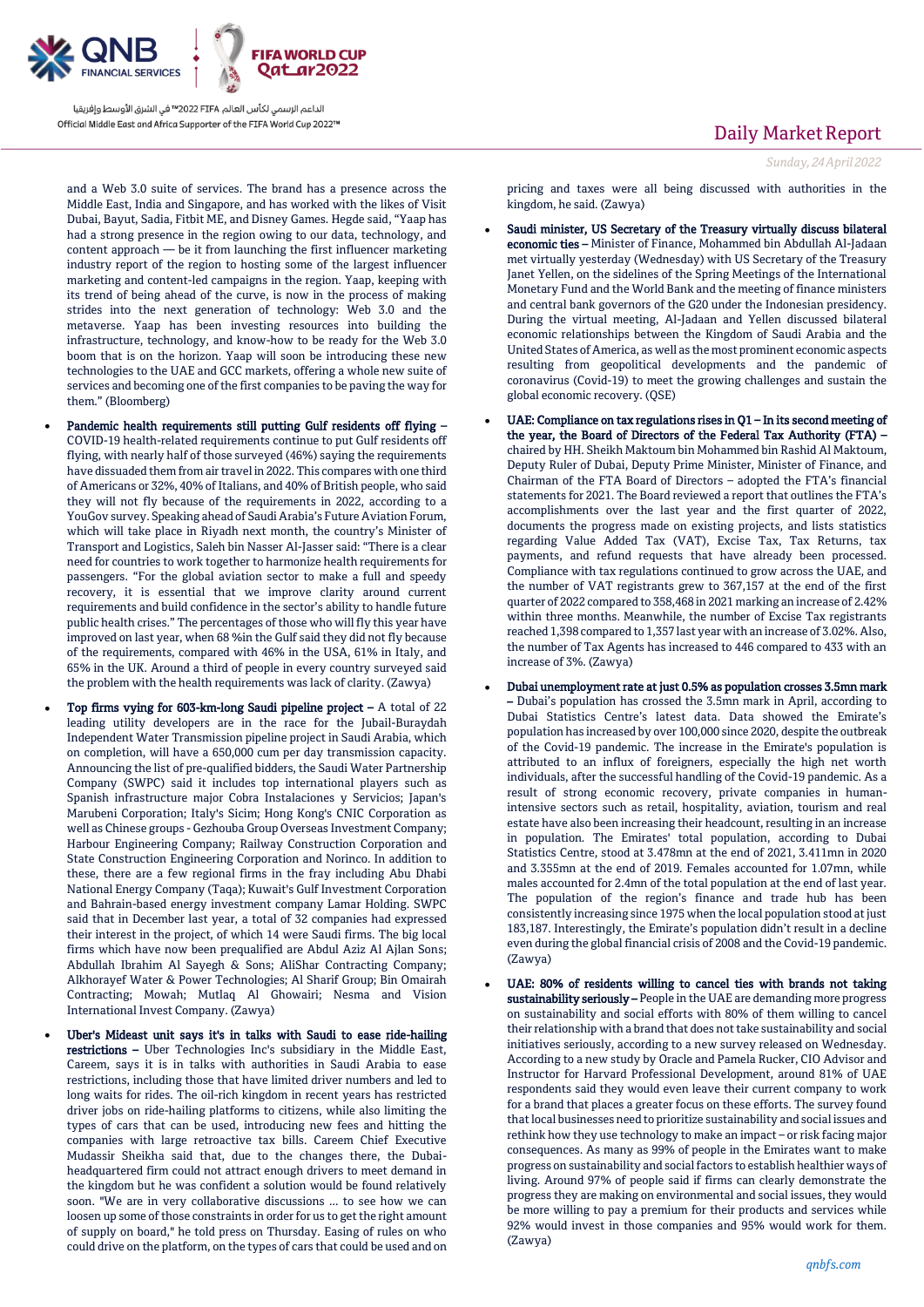and a Web 3.0 suite of services. The brand has a presence across the Middle East, India and Singapore, and has worked with the likes of Visit Dubai, Bayut, Sadia, Fitbit ME, and Disney Games. Hegde said, "Yaap has had a strong presence in the region owing to our data, technology, and content approach — be it from launching the first influencer marketing industry report of the region to hosting some of the largest influencer marketing and content-led campaigns in the region. Yaap, keeping with its trend of being ahead of the curve, is now in the process of making strides into the next generation of technology: Web 3.0 and the metaverse. Yaap has been investing resources into building the infrastructure, technology, and know-how to be ready for the Web 3.0 boom that is on the horizon. Yaap will soon be introducing these new technologies to the UAE and GCC markets, offering a whole new suite of services and becoming one of the first companies to be paving the way for them." (Bloomberg)

- **Pandemic health requirements still putting Gulf residents off flying –** COVID-19 health-related requirements continue to put Gulf residents off flying, with nearly half of those surveyed (46%) saying the requirements have dissuaded them from air travel in 2022. This compares with one third of Americans or 32%, 40% of Italians, and 40% of British people, who said they will not fly because of the requirements in 2022, according to a YouGov survey. Speaking ahead of Saudi Arabia's Future Aviation Forum, which will take place in Riyadh next month, the country's Minister of Transport and Logistics, Saleh bin Nasser Al-Jasser said: "There is a clear need for countries to work together to harmonize health requirements for passengers. "For the global aviation sector to make a full and speedy recovery, it is essential that we improve clarity around current requirements and build confidence in the sector's ability to handle future public health crises." The percentages of those who will fly this year have improved on last year, when 68 %in the Gulf said they did not fly because of the requirements, compared with 46% in the USA, 61% in Italy, and 65% in the UK. Around a third of people in every country surveyed said the problem with the health requirements was lack of clarity. (Zawya)
- **Top firms vying for 603-km-long Saudi pipeline project –** A total of 22 leading utility developers are in the race for the Jubail-Buraydah Independent Water Transmission pipeline project in Saudi Arabia, which on completion, will have a 650,000 cum per day transmission capacity. Announcing the list of pre-qualified bidders, the Saudi Water Partnership Company (SWPC) said it includes top international players such as Spanish infrastructure major Cobra Instalaciones y Servicios; Japan's Marubeni Corporation; Italy's Sicim; Hong Kong's CNIC Corporation as well as Chinese groups - Gezhouba Group Overseas Investment Company; Harbour Engineering Company; Railway Construction Corporation and State Construction Engineering Corporation and Norinco. In addition to these, there are a few regional firms in the fray including Abu Dhabi National Energy Company (Taqa); Kuwait's Gulf Investment Corporation and Bahrain-based energy investment company Lamar Holding. SWPC said that in December last year, a total of 32 companies had expressed their interest in the project, of which 14 were Saudi firms. The big local firms which have now been prequalified are Abdul Aziz Al Ajlan Sons; Abdullah Ibrahim Al Sayegh & Sons; AliShar Contracting Company; Alkhorayef Water & Power Technologies; Al Sharif Group; Bin Omairah Contracting; Mowah; Mutlaq Al Ghowairi; Nesma and Vision International Invest Company. (Zawya)
- **Uber's Mideast unit says it's in talks with Saudi to ease ride-hailing restrictions –** Uber Technologies Inc's subsidiary in the Middle East, Careem, says it is in talks with authorities in Saudi Arabia to ease restrictions, including those that have limited driver numbers and led to long waits for rides. The oil-rich kingdom in recent years has restricted driver jobs on ride-hailing platforms to citizens, while also limiting the types of cars that can be used, introducing new fees and hitting the companies with large retroactive tax bills. Careem Chief Executive Mudassir Sheikha said that, due to the changes there, the Dubai-headquartered firm could not attract enough drivers to meet demand in the kingdom but he was confident a solution would be found relatively soon. "We are in very collaborative discussions ... to see how we can loosen up some of those constraints in order for us to get the right amount of supply on board," he told press on Thursday. Easing of rules on who could drive on the platform, on the types of cars that could be used and on pricing and taxes were all being discussed with authorities in the kingdom, he said. (Zawya)
- **Saudi minister, US Secretary of the Treasury virtually discuss bilateral economic ties –** Minister of Finance, Mohammed bin Abdullah Al-Jadaan met virtually yesterday (Wednesday) with US Secretary of the Treasury Janet Yellen, on the sidelines of the Spring Meetings of the International Monetary Fund and the World Bank and the meeting of finance ministers and central bank governors of the G20 under the Indonesian presidency. During the virtual meeting, Al-Jadaan and Yellen discussed bilateral economic relationships between the Kingdom of Saudi Arabia and the United States of America, as well as the most prominent economic aspects resulting from geopolitical developments and the pandemic of coronavirus (Covid-19) to meet the growing challenges and sustain the global economic recovery. (QSE)
- **UAE: Compliance on tax regulations rises in Q1 – In its second meeting of the year, the Board of Directors of the Federal Tax Authority (FTA) –** chaired by HH. Sheikh Maktoum bin Mohammed bin Rashid Al Maktoum, Deputy Ruler of Dubai, Deputy Prime Minister, Minister of Finance, and Chairman of the FTA Board of Directors – adopted the FTA's financial statements for 2021. The Board reviewed a report that outlines the FTA's accomplishments over the last year and the first quarter of 2022, documents the progress made on existing projects, and lists statistics regarding Value Added Tax (VAT), Excise Tax, Tax Returns, tax payments, and refund requests that have already been processed. Compliance with tax regulations continued to grow across the UAE, and the number of VAT registrants grew to 367,157 at the end of the first quarter of 2022 compared to 358,468 in 2021 marking an increase of 2.42% within three months. Meanwhile, the number of Excise Tax registrants reached 1,398 compared to 1,357 last year with an increase of 3.02%. Also, the number of Tax Agents has increased to 446 compared to 433 with an increase of 3%. (Zawya)
- **Dubai unemployment rate at just 0.5% as population crosses 3.5mn mark –** Dubai's population has crossed the 3.5mn mark in April, according to Dubai Statistics Centre's latest data. Data showed the Emirate's population has increased by over 100,000 since 2020, despite the outbreak of the Covid-19 pandemic. The increase in the Emirate's population is attributed to an influx of foreigners, especially the high net worth individuals, after the successful handling of the Covid-19 pandemic. As a result of strong economic recovery, private companies in human-intensive sectors such as retail, hospitality, aviation, tourism and real estate have also been increasing their headcount, resulting in an increase in population. The Emirates' total population, according to Dubai Statistics Centre, stood at 3.478mn at the end of 2021, 3.411mn in 2020 and 3.355mn at the end of 2019. Females accounted for 1.07mn, while males accounted for 2.4mn of the total population at the end of last year. The population of the region's finance and trade hub has been consistently increasing since 1975 when the local population stood at just 183,187. Interestingly, the Emirate's population didn't result in a decline even during the global financial crisis of 2008 and the Covid-19 pandemic. (Zawya)
- **UAE: 80% of residents willing to cancel ties with brands not taking sustainability seriously –** People in the UAE are demanding more progress on sustainability and social efforts with 80% of them willing to cancel their relationship with a brand that does not take sustainability and social initiatives seriously, according to a new survey released on Wednesday. According to a new study by Oracle and Pamela Rucker, CIO Advisor and Instructor for Harvard Professional Development, around 81% of UAE respondents said they would even leave their current company to work for a brand that places a greater focus on these efforts. The survey found that local businesses need to prioritize sustainability and social issues and rethink how they use technology to make an impact – or risk facing major consequences. As many as 99% of people in the Emirates want to make progress on sustainability and social factors to establish healthier ways of living. Around 97% of people said if firms can clearly demonstrate the progress they are making on environmental and social issues, they would be more willing to pay a premium for their products and services while 92% would invest in those companies and 95% would work for them. (Zawya)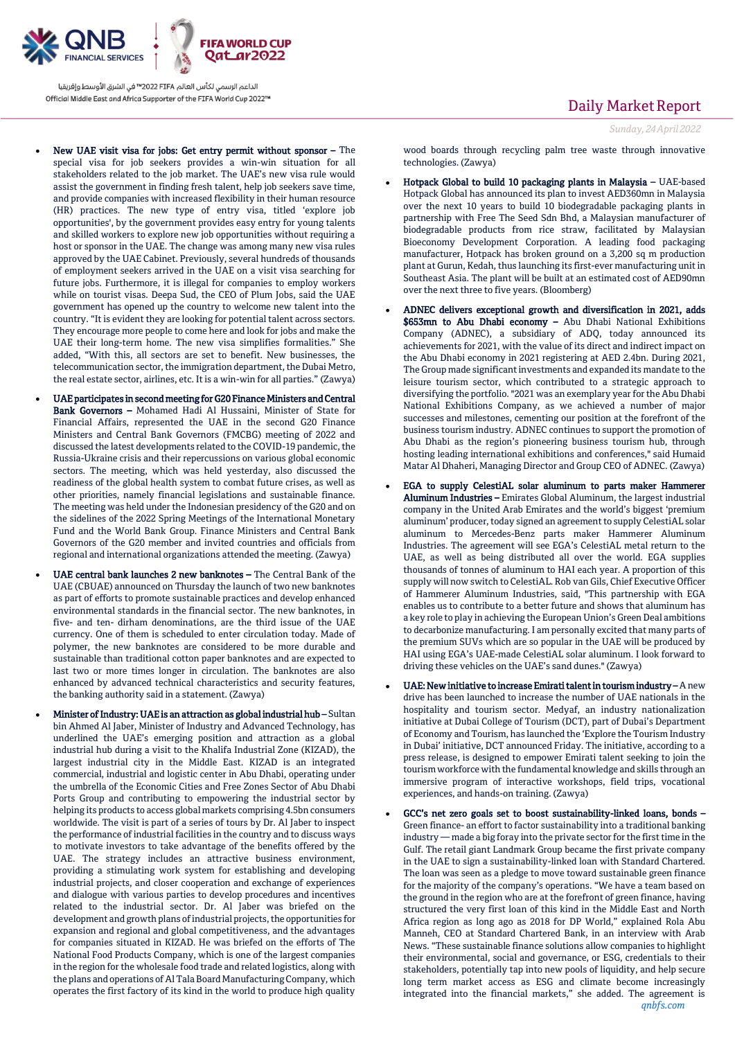- **New UAE visit visa for jobs: Get entry permit without sponsor –** The special visa for job seekers provides a win-win situation for all stakeholders related to the job market. The UAE's new visa rule would assist the government in finding fresh talent, help job seekers save time, and provide companies with increased flexibility in their human resource (HR) practices. The new type of entry visa, titled 'explore job opportunities', by the government provides easy entry for young talents and skilled workers to explore new job opportunities without requiring a host or sponsor in the UAE. The change was among many new visa rules approved by the UAE Cabinet. Previously, several hundreds of thousands of employment seekers arrived in the UAE on a visit visa searching for future jobs. Furthermore, it is illegal for companies to employ workers while on tourist visas. Deepa Sud, the CEO of Plum Jobs, said the UAE government has opened up the country to welcome new talent into the country. "It is evident they are looking for potential talent across sectors. They encourage more people to come here and look for jobs and make the UAE their long-term home. The new visa simplifies formalities." She added, "With this, all sectors are set to benefit. New businesses, the telecommunication sector, the immigration department, the Dubai Metro, the real estate sector, airlines, etc. It is a win-win for all parties." (Zawya)

- **UAE participates in second meeting for G20 Finance Ministers and Central Bank Governors –** Mohamed Hadi Al Hussaini, Minister of State for Financial Affairs, represented the UAE in the second G20 Finance Ministers and Central Bank Governors (FMCBG) meeting of 2022 and discussed the latest developments related to the COVID-19 pandemic, the Russia-Ukraine crisis and their repercussions on various global economic sectors. The meeting, which was held yesterday, also discussed the readiness of the global health system to combat future crises, as well as other priorities, namely financial legislations and sustainable finance. The meeting was held under the Indonesian presidency of the G20 and on the sidelines of the 2022 Spring Meetings of the International Monetary Fund and the World Bank Group. Finance Ministers and Central Bank Governors of the G20 member and invited countries and officials from regional and international organizations attended the meeting. (Zawya)

- **UAE central bank launches 2 new banknotes –** The Central Bank of the UAE (CBUAE) announced on Thursday the launch of two new banknotes as part of efforts to promote sustainable practices and develop enhanced environmental standards in the financial sector. The new banknotes, in five- and ten- dirham denominations, are the third issue of the UAE currency. One of them is scheduled to enter circulation today. Made of polymer, the new banknotes are considered to be more durable and sustainable than traditional cotton paper banknotes and are expected to last two or more times longer in circulation. The banknotes are also enhanced by advanced technical characteristics and security features, the banking authority said in a statement. (Zawya)

- **Minister of Industry: UAE is an attraction as global industrial hub –** Sultan bin Ahmed Al Jaber, Minister of Industry and Advanced Technology, has underlined the UAE's emerging position and attraction as a global industrial hub during a visit to the Khalifa Industrial Zone (KIZAD), the largest industrial city in the Middle East. KIZAD is an integrated commercial, industrial and logistic center in Abu Dhabi, operating under the umbrella of the Economic Cities and Free Zones Sector of Abu Dhabi Ports Group and contributing to empowering the industrial sector by helping its products to access global markets comprising 4.5bn consumers worldwide. The visit is part of a series of tours by Dr. Al Jaber to inspect the performance of industrial facilities in the country and to discuss ways to motivate investors to take advantage of the benefits offered by the UAE. The strategy includes an attractive business environment, providing a stimulating work system for establishing and developing industrial projects, and closer cooperation and exchange of experiences and dialogue with various parties to develop procedures and incentives related to the industrial sector. Dr. Al Jaber was briefed on the development and growth plans of industrial projects, the opportunities for expansion and regional and global competitiveness, and the advantages for companies situated in KIZAD. He was briefed on the efforts of The National Food Products Company, which is one of the largest companies in the region for the wholesale food trade and related logistics, along with the plans and operations of Al Tala Board Manufacturing Company, which operates the first factory of its kind in the world to produce high quality wood boards through recycling palm tree waste through innovative technologies. (Zawya)

- **Hotpack Global to build 10 packaging plants in Malaysia –** UAE-based Hotpack Global has announced its plan to invest AED360mn in Malaysia over the next 10 years to build 10 biodegradable packaging plants in partnership with Free The Seed Sdn Bhd, a Malaysian manufacturer of biodegradable products from rice straw, facilitated by Malaysian Bioeconomy Development Corporation. A leading food packaging manufacturer, Hotpack has broken ground on a 3,200 sq m production plant at Gurun, Kedah, thus launching its first-ever manufacturing unit in Southeast Asia. The plant will be built at an estimated cost of AED90mn over the next three to five years. (Bloomberg)

- **ADNEC delivers exceptional growth and diversification in 2021, adds $653mn to Abu Dhabi economy –** Abu Dhabi National Exhibitions Company (ADNEC), a subsidiary of ADQ, today announced its achievements for 2021, with the value of its direct and indirect impact on the Abu Dhabi economy in 2021 registering at AED 2.4bn. During 2021, The Group made significant investments and expanded its mandate to the leisure tourism sector, which contributed to a strategic approach to diversifying the portfolio. "2021 was an exemplary year for the Abu Dhabi National Exhibitions Company, as we achieved a number of major successes and milestones, cementing our position at the forefront of the business tourism industry. ADNEC continues to support the promotion of Abu Dhabi as the region's pioneering business tourism hub, through hosting leading international exhibitions and conferences," said Humaid Matar Al Dhaheri, Managing Director and Group CEO of ADNEC. (Zawya)

- **EGA to supply CelestiAL solar aluminum to parts maker Hammerer Aluminum Industries –** Emirates Global Aluminum, the largest industrial company in the United Arab Emirates and the world's biggest 'premium aluminum' producer, today signed an agreement to supply CelestiAL solar aluminum to Mercedes-Benz parts maker Hammerer Aluminum Industries. The agreement will see EGA's CelestiAL metal return to the UAE, as well as being distributed all over the world. EGA supplies thousands of tonnes of aluminum to HAI each year. A proportion of this supply will now switch to CelestiAL. Rob van Gils, Chief Executive Officer of Hammerer Aluminum Industries, said, "This partnership with EGA enables us to contribute to a better future and shows that aluminum has a key role to play in achieving the European Union's Green Deal ambitions to decarbonize manufacturing. I am personally excited that many parts of the premium SUVs which are so popular in the UAE will be produced by HAI using EGA's UAE-made CelestiAL solar aluminum. I look forward to driving these vehicles on the UAE's sand dunes." (Zawya)

- **UAE: New initiative to increase Emirati talent in tourism industry –** A new drive has been launched to increase the number of UAE nationals in the hospitality and tourism sector. Medyaf, an industry nationalization initiative at Dubai College of Tourism (DCT), part of Dubai's Department of Economy and Tourism, has launched the 'Explore the Tourism Industry in Dubai' initiative, DCT announced Friday. The initiative, according to a press release, is designed to empower Emirati talent seeking to join the tourism workforce with the fundamental knowledge and skills through an immersive program of interactive workshops, field trips, vocational experiences, and hands-on training. (Zawya)

- **GCC's net zero goals set to boost sustainability-linked loans, bonds –** Green finance- an effort to factor sustainability into a traditional banking industry — made a big foray into the private sector for the first time in the Gulf. The retail giant Landmark Group became the first private company in the UAE to sign a sustainability-linked loan with Standard Chartered. The loan was seen as a pledge to move toward sustainable green finance for the majority of the company's operations. "We have a team based on the ground in the region who are at the forefront of green finance, having structured the very first loan of this kind in the Middle East and North Africa region as long ago as 2018 for DP World," explained Rola Abu Manneh, CEO at Standard Chartered Bank, in an interview with Arab News. "These sustainable finance solutions allow companies to highlight their environmental, social and governance, or ESG, credentials to their stakeholders, potentially tap into new pools of liquidity, and help secure long term market access as ESG and climate become increasingly integrated into the financial markets," she added. The agreement is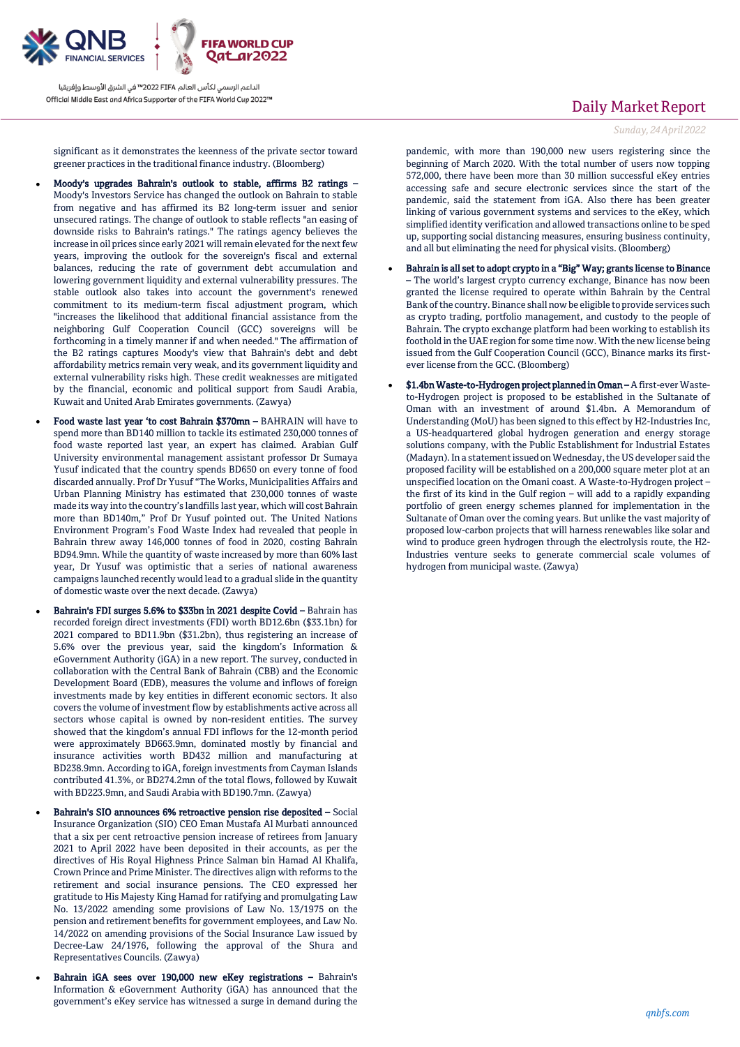significant as it demonstrates the keenness of the private sector toward greener practices in the traditional finance industry. (Bloomberg)

- **Moody's upgrades Bahrain's outlook to stable, affirms B2 ratings –** Moody's Investors Service has changed the outlook on Bahrain to stable from negative and has affirmed its B2 long-term issuer and senior unsecured ratings. The change of outlook to stable reflects "an easing of downside risks to Bahrain's ratings." The ratings agency believes the increase in oil prices since early 2021 will remain elevated for the next few years, improving the outlook for the sovereign's fiscal and external balances, reducing the rate of government debt accumulation and lowering government liquidity and external vulnerability pressures. The stable outlook also takes into account the government's renewed commitment to its medium-term fiscal adjustment program, which "increases the likelihood that additional financial assistance from the neighboring Gulf Cooperation Council (GCC) sovereigns will be forthcoming in a timely manner if and when needed." The affirmation of the B2 ratings captures Moody's view that Bahrain's debt and debt affordability metrics remain very weak, and its government liquidity and external vulnerability risks high. These credit weaknesses are mitigated by the financial, economic and political support from Saudi Arabia, Kuwait and United Arab Emirates governments. (Zawya)
- **Food waste last year 'to cost Bahrain $370mn –** BAHRAIN will have to spend more than BD140 million to tackle its estimated 230,000 tonnes of food waste reported last year, an expert has claimed. Arabian Gulf University environmental management assistant professor Dr Sumaya Yusuf indicated that the country spends BD650 on every tonne of food discarded annually. Prof Dr Yusuf "The Works, Municipalities Affairs and Urban Planning Ministry has estimated that 230,000 tonnes of waste made its way into the country's landfills last year, which will cost Bahrain more than BD140m," Prof Dr Yusuf pointed out. The United Nations Environment Program's Food Waste Index had revealed that people in Bahrain threw away 146,000 tonnes of food in 2020, costing Bahrain BD94.9mn. While the quantity of waste increased by more than 60% last year, Dr Yusuf was optimistic that a series of national awareness campaigns launched recently would lead to a gradual slide in the quantity of domestic waste over the next decade. (Zawya)
- **Bahrain's FDI surges 5.6% to $33bn in 2021 despite Covid –** Bahrain has recorded foreign direct investments (FDI) worth BD12.6bn ($33.1bn) for 2021 compared to BD11.9bn ($31.2bn), thus registering an increase of 5.6% over the previous year, said the kingdom's Information & eGovernment Authority (iGA) in a new report. The survey, conducted in collaboration with the Central Bank of Bahrain (CBB) and the Economic Development Board (EDB), measures the volume and inflows of foreign investments made by key entities in different economic sectors. It also covers the volume of investment flow by establishments active across all sectors whose capital is owned by non-resident entities. The survey showed that the kingdom's annual FDI inflows for the 12-month period were approximately BD663.9mn, dominated mostly by financial and insurance activities worth BD432 million and manufacturing at BD238.9mn. According to iGA, foreign investments from Cayman Islands contributed 41.3%, or BD274.2mn of the total flows, followed by Kuwait with BD223.9mn, and Saudi Arabia with BD190.7mn. (Zawya)
- **Bahrain's SIO announces 6% retroactive pension rise deposited –** Social Insurance Organization (SIO) CEO Eman Mustafa Al Murbati announced that a six per cent retroactive pension increase of retirees from January 2021 to April 2022 have been deposited in their accounts, as per the directives of His Royal Highness Prince Salman bin Hamad Al Khalifa, Crown Prince and Prime Minister. The directives align with reforms to the retirement and social insurance pensions. The CEO expressed her gratitude to His Majesty King Hamad for ratifying and promulgating Law No. 13/2022 amending some provisions of Law No. 13/1975 on the pension and retirement benefits for government employees, and Law No. 14/2022 on amending provisions of the Social Insurance Law issued by Decree-Law 24/1976, following the approval of the Shura and Representatives Councils. (Zawya)
- **Bahrain iGA sees over 190,000 new eKey registrations –** Bahrain's Information & eGovernment Authority (iGA) has announced that the government's eKey service has witnessed a surge in demand during the pandemic, with more than 190,000 new users registering since the beginning of March 2020. With the total number of users now topping 572,000, there have been more than 30 million successful eKey entries accessing safe and secure electronic services since the start of the pandemic, said the statement from iGA. Also there has been greater linking of various government systems and services to the eKey, which simplified identity verification and allowed transactions online to be sped up, supporting social distancing measures, ensuring business continuity, and all but eliminating the need for physical visits. (Bloomberg)
- **Bahrain is all set to adopt crypto in a "Big" Way; grants license to Binance –** The world's largest crypto currency exchange, Binance has now been granted the license required to operate within Bahrain by the Central Bank of the country. Binance shall now be eligible to provide services such as crypto trading, portfolio management, and custody to the people of Bahrain. The crypto exchange platform had been working to establish its foothold in the UAE region for some time now. With the new license being issued from the Gulf Cooperation Council (GCC), Binance marks its first-ever license from the GCC. (Bloomberg)
- **$1.4bn Waste-to-Hydrogen project planned in Oman –** A first-ever Waste-to-Hydrogen project is proposed to be established in the Sultanate of Oman with an investment of around $1.4bn. A Memorandum of Understanding (MoU) has been signed to this effect by H2-Industries Inc, a US-headquartered global hydrogen generation and energy storage solutions company, with the Public Establishment for Industrial Estates (Madayn). In a statement issued on Wednesday, the US developer said the proposed facility will be established on a 200,000 square meter plot at an unspecified location on the Omani coast. A Waste-to-Hydrogen project – the first of its kind in the Gulf region – will add to a rapidly expanding portfolio of green energy schemes planned for implementation in the Sultanate of Oman over the coming years. But unlike the vast majority of proposed low-carbon projects that will harness renewables like solar and wind to produce green hydrogen through the electrolysis route, the H2-Industries venture seeks to generate commercial scale volumes of hydrogen from municipal waste. (Zawya)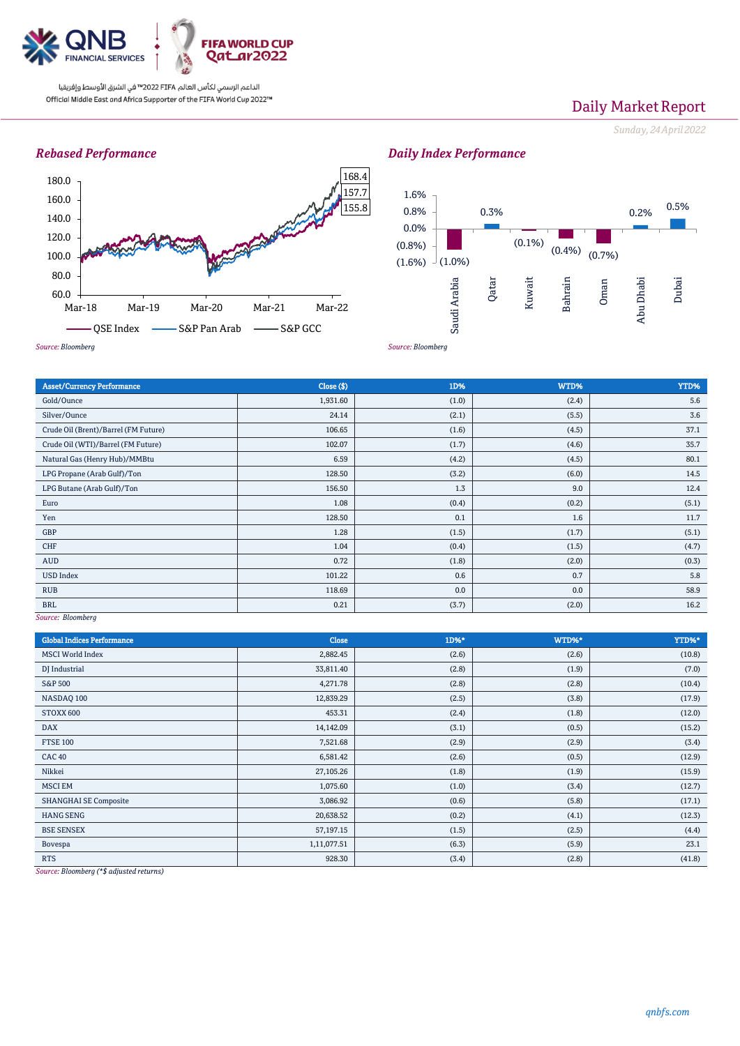# Daily Market Report

*Sunday, 24 April 2022*

## Rebased Performance

| Series | Latest |
|---|---|
| QSE Index | 168.4 |
| S&P Pan Arab | 157.7 |
| S&P GCC | 155.8 |

*Source: Bloomberg*

## Daily Index Performance

| Market | Change |
|---|---|
| Saudi Arabia | (1.0%) |
| Qatar | 0.3% |
| Kuwait | (0.1%) |
| Bahrain | (0.4%) |
| Oman | (0.7%) |
| Abu Dhabi | 0.2% |
| Dubai | 0.5% |

*Source: Bloomberg*

| Asset/Currency Performance | Close ($) | 1D% | WTD% | YTD% |
|---|---|---|---|---|
| Gold/Ounce | 1,931.60 | (1.0) | (2.4) | 5.6 |
| Silver/Ounce | 24.14 | (2.1) | (5.5) | 3.6 |
| Crude Oil (Brent)/Barrel (FM Future) | 106.65 | (1.6) | (4.5) | 37.1 |
| Crude Oil (WTI)/Barrel (FM Future) | 102.07 | (1.7) | (4.6) | 35.7 |
| Natural Gas (Henry Hub)/MMBtu | 6.59 | (4.2) | (4.5) | 80.1 |
| LPG Propane (Arab Gulf)/Ton | 128.50 | (3.2) | (6.0) | 14.5 |
| LPG Butane (Arab Gulf)/Ton | 156.50 | 1.3 | 9.0 | 12.4 |
| Euro | 1.08 | (0.4) | (0.2) | (5.1) |
| Yen | 128.50 | 0.1 | 1.6 | 11.7 |
| GBP | 1.28 | (1.5) | (1.7) | (5.1) |
| CHF | 1.04 | (0.4) | (1.5) | (4.7) |
| AUD | 0.72 | (1.8) | (2.0) | (0.3) |
| USD Index | 101.22 | 0.6 | 0.7 | 5.8 |
| RUB | 118.69 | 0.0 | 0.0 | 58.9 |
| BRL | 0.21 | (3.7) | (2.0) | 16.2 |

*Source: Bloomberg*

| Global Indices Performance | Close | 1D%* | WTD%* | YTD%* |
|---|---|---|---|---|
| MSCI World Index | 2,882.45 | (2.6) | (2.6) | (10.8) |
| DJ Industrial | 33,811.40 | (2.8) | (1.9) | (7.0) |
| S&P 500 | 4,271.78 | (2.8) | (2.8) | (10.4) |
| NASDAQ 100 | 12,839.29 | (2.5) | (3.8) | (17.9) |
| STOXX 600 | 453.31 | (2.4) | (1.8) | (12.0) |
| DAX | 14,142.09 | (3.1) | (0.5) | (15.2) |
| FTSE 100 | 7,521.68 | (2.9) | (2.9) | (3.4) |
| CAC 40 | 6,581.42 | (2.6) | (0.5) | (12.9) |
| Nikkei | 27,105.26 | (1.8) | (1.9) | (15.9) |
| MSCI EM | 1,075.60 | (1.0) | (3.4) | (12.7) |
| SHANGHAI SE Composite | 3,086.92 | (0.6) | (5.8) | (17.1) |
| HANG SENG | 20,638.52 | (0.2) | (4.1) | (12.3) |
| BSE SENSEX | 57,197.15 | (1.5) | (2.5) | (4.4) |
| Bovespa | 1,11,077.51 | (6.3) | (5.9) | 23.1 |
| RTS | 928.30 | (3.4) | (2.8) | (41.8) |

*Source: Bloomberg (\*$ adjusted returns)*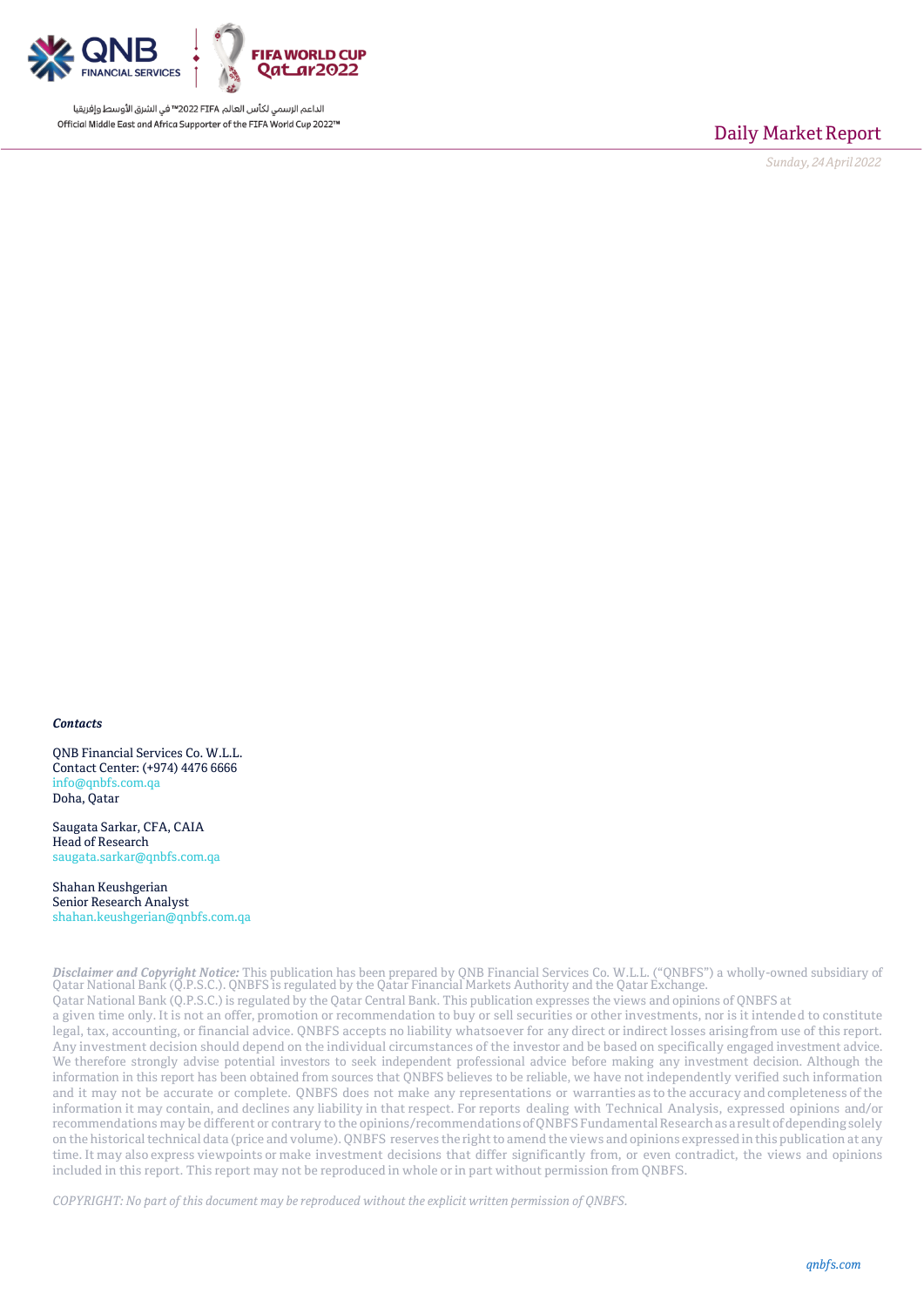الداعم الرسمي لكأس العالم FIFA 2022™ في الشرق الأوسط وإفريقيا
Official Middle East and Africa Supporter of the FIFA World Cup 2022™

# Daily Market Report

*Sunday, 24 April 2022*

***Contacts***

QNB Financial Services Co. W.L.L.
Contact Center: (+974) 4476 6666
info@qnbfs.com.qa
Doha, Qatar

Saugata Sarkar, CFA, CAIA
Head of Research
saugata.sarkar@qnbfs.com.qa

Shahan Keushgerian
Senior Research Analyst
shahan.keushgerian@qnbfs.com.qa

***Disclaimer and Copyright Notice:*** This publication has been prepared by QNB Financial Services Co. W.L.L. ("QNBFS") a wholly-owned subsidiary of Qatar National Bank (Q.P.S.C.). QNBFS is regulated by the Qatar Financial Markets Authority and the Qatar Exchange. Qatar National Bank (Q.P.S.C.) is regulated by the Qatar Central Bank. This publication expresses the views and opinions of QNBFS at a given time only. It is not an offer, promotion or recommendation to buy or sell securities or other investments, nor is it intended to constitute legal, tax, accounting, or financial advice. QNBFS accepts no liability whatsoever for any direct or indirect losses arising from use of this report. Any investment decision should depend on the individual circumstances of the investor and be based on specifically engaged investment advice. We therefore strongly advise potential investors to seek independent professional advice before making any investment decision. Although the information in this report has been obtained from sources that QNBFS believes to be reliable, we have not independently verified such information and it may not be accurate or complete. QNBFS does not make any representations or warranties as to the accuracy and completeness of the information it may contain, and declines any liability in that respect. For reports dealing with Technical Analysis, expressed opinions and/or recommendations may be different or contrary to the opinions/recommendations of QNBFS Fundamental Research as a result of depending solely on the historical technical data (price and volume). QNBFS reserves the right to amend the views and opinions expressed in this publication at any time. It may also express viewpoints or make investment decisions that differ significantly from, or even contradict, the views and opinions included in this report. This report may not be reproduced in whole or in part without permission from QNBFS.

*COPYRIGHT: No part of this document may be reproduced without the explicit written permission of QNBFS.*

*qnbfs.com*